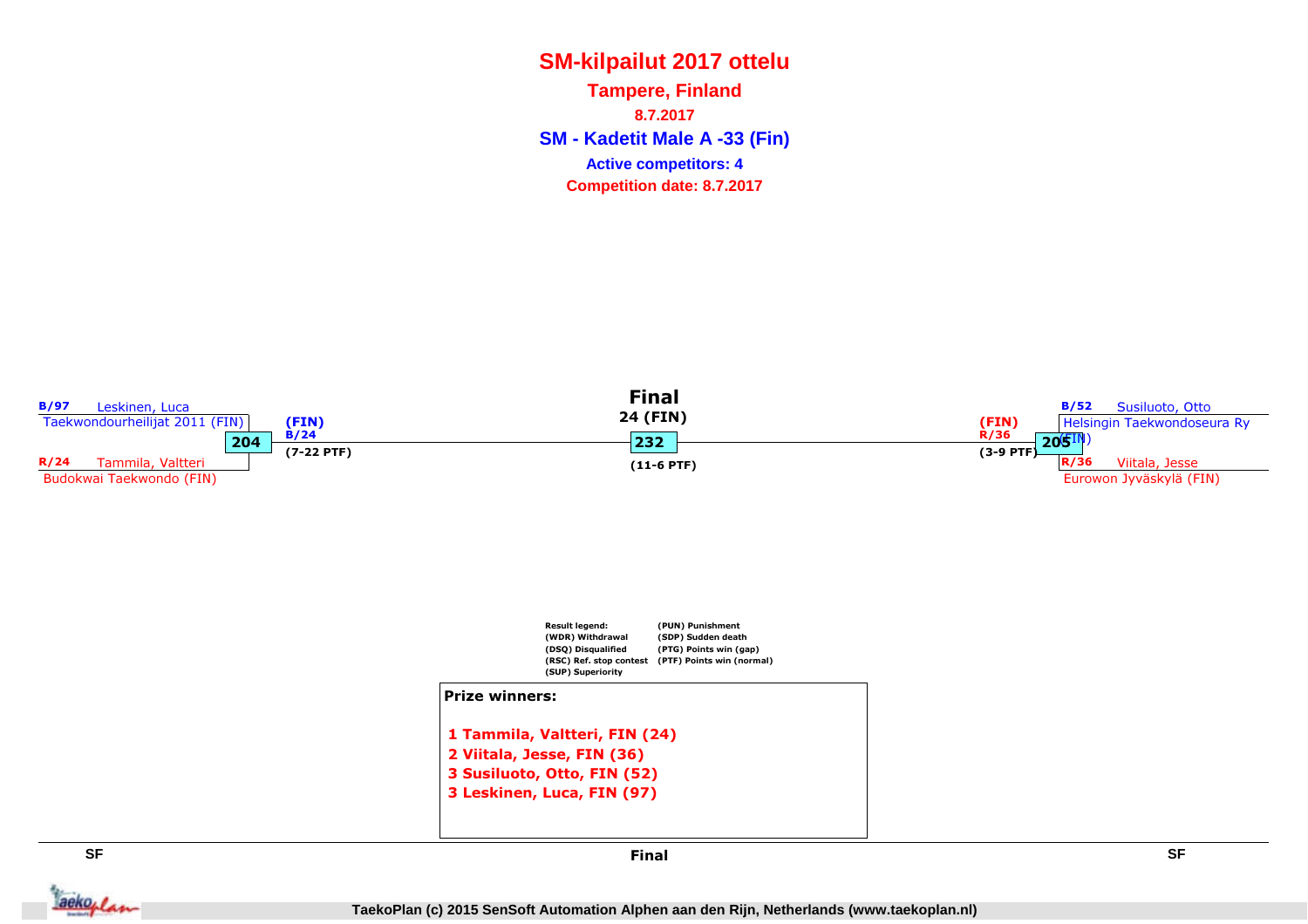# SM-kilpailut 2017 ottelu

## Tampere, Finland

**8.7.2017**

## SM - Kadetit Male A -33 (Fin)

**Active competitors: 4**

**Competition date: 8.7.2017**

B/97 Leskinen, Luca
Taekwondourheilijat 2011 (FIN)

**204**

R/24 Tammila, Valtteri
Budokwai Taekwondo (FIN)

(FIN)
B/24
(7-22 PTF)

**Final**
24 (FIN)

**232**

(11-6 PTF)

(FIN)
R/36
(3-9 PTF)

**205**

B/52 Susiluoto, Otto
Helsingin Taekwondoseura Ry (FIN)

R/36 Viitala, Jesse
Eurowon Jyväskylä (FIN)

**Result legend:**
(WDR) Withdrawal
(DSQ) Disqualified
(RSC) Ref. stop contest
(SUP) Superiority
(PUN) Punishment
(SDP) Sudden death
(PTG) Points win (gap)
(PTF) Points win (normal)

**Prize winners:**

1 Tammila, Valtteri, FIN (24)
2 Viitala, Jesse, FIN (36)
3 Susiluoto, Otto, FIN (52)
3 Leskinen, Luca, FIN (97)

SF | Final | SF

TaekoPlan (c) 2015 SenSoft Automation Alphen aan den Rijn, Netherlands (www.taekoplan.nl)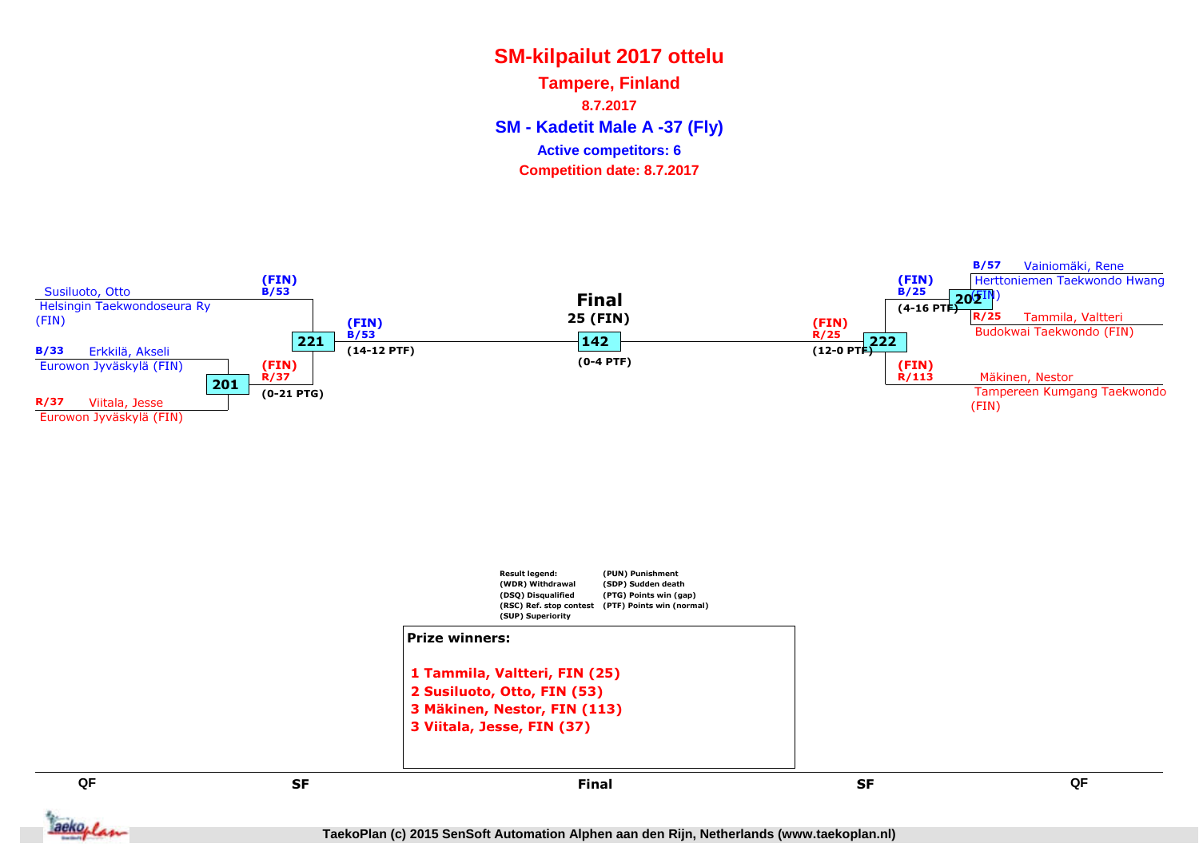# SM-kilpailut 2017 ottelu

## Tampere, Finland

**8.7.2017**

## SM - Kadetit Male A -37 (Fly)

**Active competitors: 6**

**Competition date: 8.7.2017**

### QF (left)

- Susiluoto, Otto — Helsingin Taekwondoseura Ry (FIN)
- B/33 Erkkilä, Akseli — Eurowon Jyväskylä (FIN)
- R/37 Viitala, Jesse — Eurowon Jyväskylä (FIN)

**201**: (FIN) R/37 (0-21 PTG)

### SF (left)

**221**: (FIN) B/53 — (FIN) B/53 (14-12 PTF)

### Final

**Final**
**25 (FIN)**

**142** (0-4 PTF)

### SF (right)

**222**: (FIN) R/25 (12-0 PTF)

### QF (right)

- B/57 Vainiomäki, Rene — Herttoniemen Taekwondo Hwang (FIN)
- R/25 Tammila, Valtteri — Budokwai Taekwondo (FIN)
- Mäkinen, Nestor — Tampereen Kumgang Taekwondo (FIN)

**202**: (FIN) B/25 (4-16 PTF)

(FIN) R/113

---

**Result legend:**

| | |
|---|---|
| (WDR) Withdrawal | (PUN) Punishment |
| (DSQ) Disqualified | (SDP) Sudden death |
| (RSC) Ref. stop contest | (PTG) Points win (gap) |
| (SUP) Superiority | (PTF) Points win (normal) |

**Prize winners:**

1 Tammila, Valtteri, FIN (25)
2 Susiluoto, Otto, FIN (53)
3 Mäkinen, Nestor, FIN (113)
3 Viitala, Jesse, FIN (37)

QF | SF | Final | SF | QF

TaekoPlan (c) 2015 SenSoft Automation Alphen aan den Rijn, Netherlands (www.taekoplan.nl)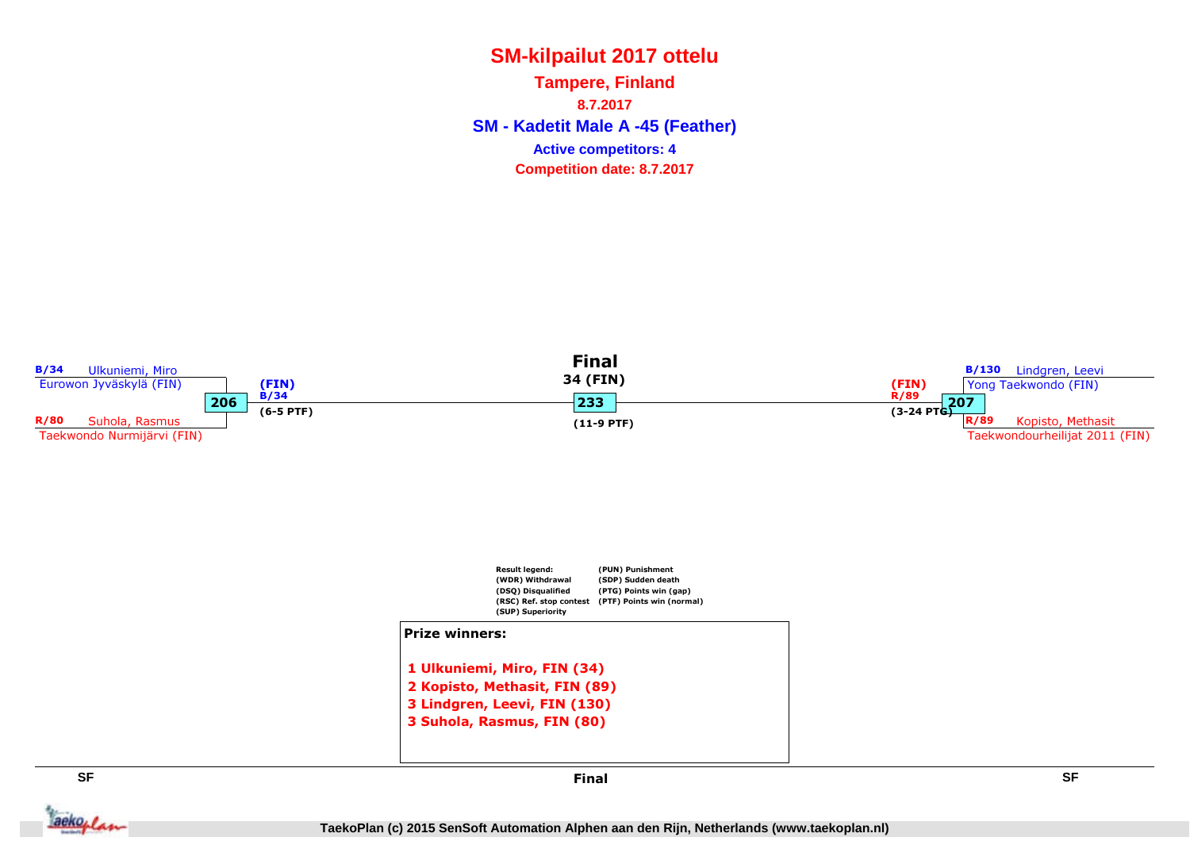# SM-kilpailut 2017 ottelu

## Tampere, Finland

**8.7.2017**

### SM - Kadetit Male A -45 (Feather)

**Active competitors: 4**

**Competition date: 8.7.2017**

**SF**

- B/34 Ulkuniemi, Miro – Eurowon Jyväskylä (FIN)
- R/80 Suhola, Rasmus – Taekwondo Nurmijärvi (FIN)

Match 206 – Winner: (FIN) B/34 (6-5 PTF)

**Final**

34 (FIN)

Match 233 (11-9 PTF)

**SF**

- B/130 Lindgren, Leevi – Yong Taekwondo (FIN)
- R/89 Kopisto, Methasit – Taekwondourheilijat 2011 (FIN)

Match 207 – Winner: (FIN) R/89 (3-24 PTG)

**Result legend:**

- (WDR) Withdrawal
- (DSQ) Disqualified
- (RSC) Ref. stop contest
- (SUP) Superiority
- (PUN) Punishment
- (SDP) Sudden death
- (PTG) Points win (gap)
- (PTF) Points win (normal)

**Prize winners:**

1 Ulkuniemi, Miro, FIN (34)
2 Kopisto, Methasit, FIN (89)
3 Lindgren, Leevi, FIN (130)
3 Suhola, Rasmus, FIN (80)

TaekoPlan (c) 2015 SenSoft Automation Alphen aan den Rijn, Netherlands (www.taekoplan.nl)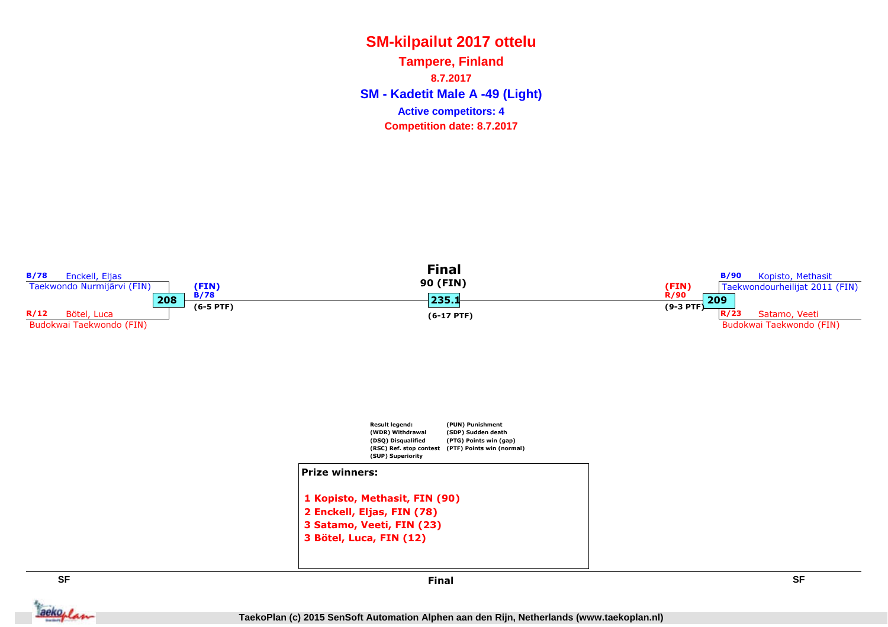# SM-kilpailut 2017 ottelu

## Tampere, Finland

**8.7.2017**

## SM - Kadetit Male A -49 (Light)

**Active competitors: 4**

**Competition date: 8.7.2017**

B/78 Enckell, Eljas
Taekwondo Nurmijärvi (FIN)

208

R/12 Bötel, Luca
Budokwai Taekwondo (FIN)

(FIN)
B/78
(6-5 PTF)

**Final**
90 (FIN)
235.1
(6-17 PTF)

(FIN)
R/90
(9-3 PTF)

B/90 Kopisto, Methasit
Taekwondourheilijat 2011 (FIN)

209

R/23 Satamo, Veeti
Budokwai Taekwondo (FIN)

Result legend:
(WDR) Withdrawal
(DSQ) Disqualified
(RSC) Ref. stop contest
(SUP) Superiority
(PUN) Punishment
(SDP) Sudden death
(PTG) Points win (gap)
(PTF) Points win (normal)

**Prize winners:**

1 Kopisto, Methasit, FIN (90)
2 Enckell, Eljas, FIN (78)
3 Satamo, Veeti, FIN (23)
3 Bötel, Luca, FIN (12)

SF | Final | SF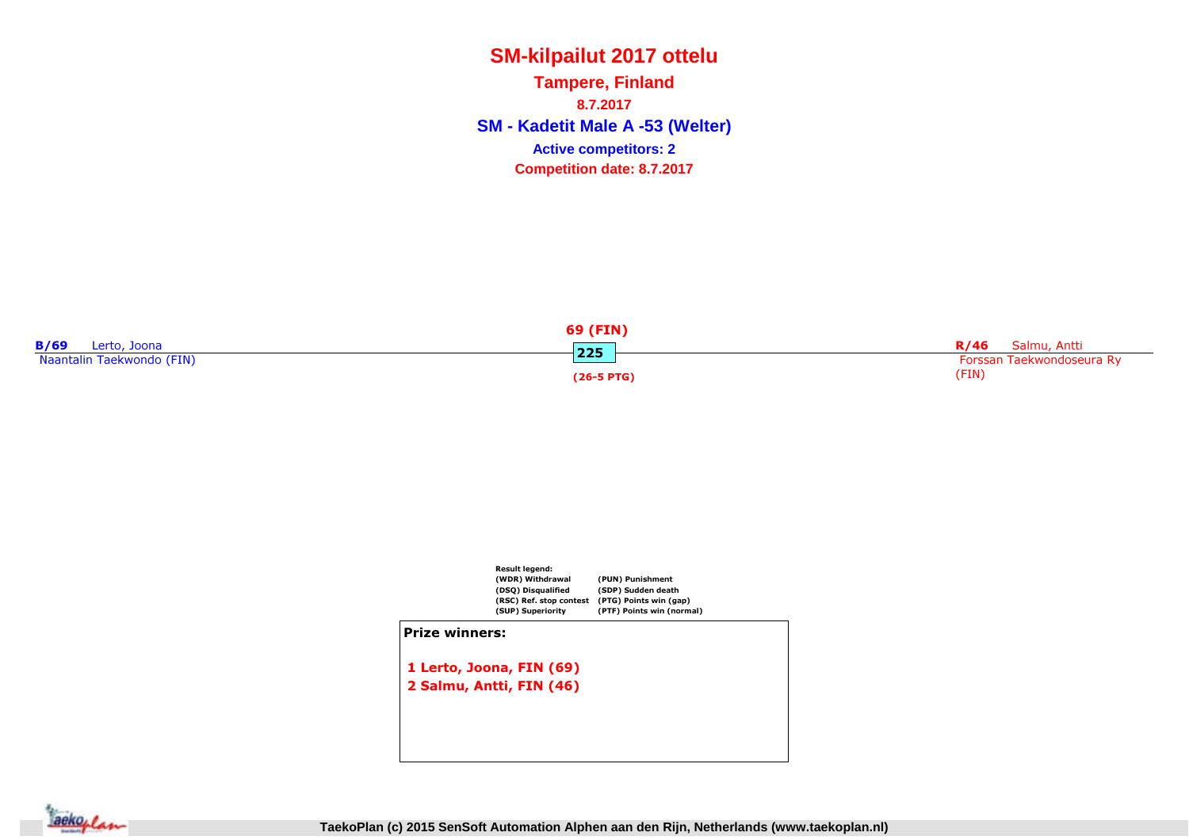# SM-kilpailut 2017 ottelu

## Tampere, Finland

**8.7.2017**

## SM - Kadetit Male A -53 (Welter)

**Active competitors: 2**

**Competition date: 8.7.2017**

**B/69** Lerto, Joona
Naantalin Taekwondo (FIN)

**69 (FIN)**
**225**
**(26-5 PTG)**

**R/46** Salmu, Antti
Forssan Taekwondoseura Ry (FIN)

**Result legend:**

| | |
|---|---|
| (WDR) Withdrawal | (PUN) Punishment |
| (DSQ) Disqualified | (SDP) Sudden death |
| (RSC) Ref. stop contest | (PTG) Points win (gap) |
| (SUP) Superiority | (PTF) Points win (normal) |

**Prize winners:**

1 Lerto, Joona, FIN (69)
2 Salmu, Antti, FIN (46)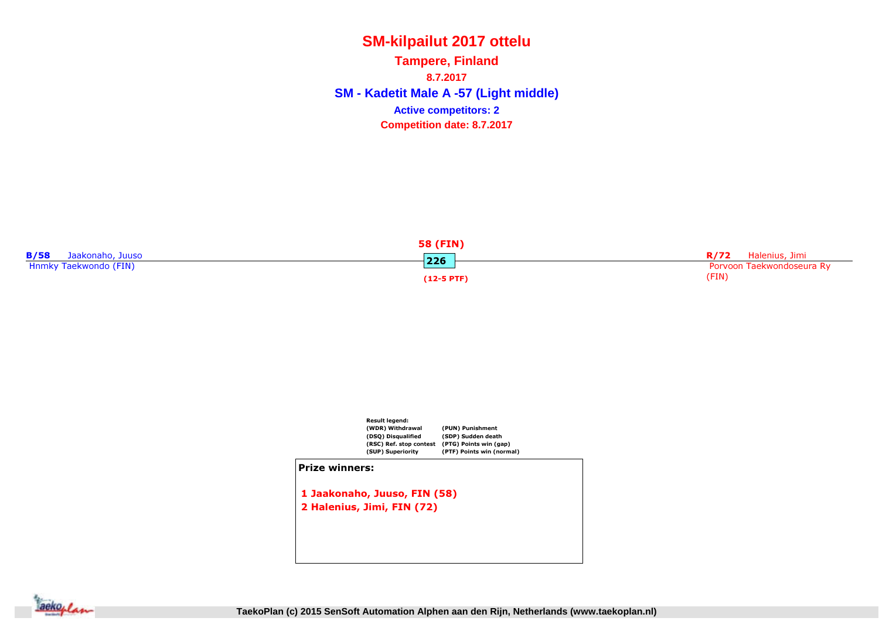# SM-kilpailut 2017 ottelu

## Tampere, Finland

**8.7.2017**

## SM - Kadetit Male A -57 (Light middle)

**Active competitors: 2**

**Competition date: 8.7.2017**

**B/58** Jaakonaho, Juuso
Hnmky Taekwondo (FIN)

**58 (FIN)**
**226**
**(12-5 PTF)**

**R/72** Halenius, Jimi
Porvoon Taekwondoseura Ry (FIN)

**Result legend:**

| | |
|---|---|
| (WDR) Withdrawal | (PUN) Punishment |
| (DSQ) Disqualified | (SDP) Sudden death |
| (RSC) Ref. stop contest | (PTG) Points win (gap) |
| (SUP) Superiority | (PTF) Points win (normal) |

**Prize winners:**

1 Jaakonaho, Juuso, FIN (58)
2 Halenius, Jimi, FIN (72)

TaekoPlan (c) 2015 SenSoft Automation Alphen aan den Rijn, Netherlands (www.taekoplan.nl)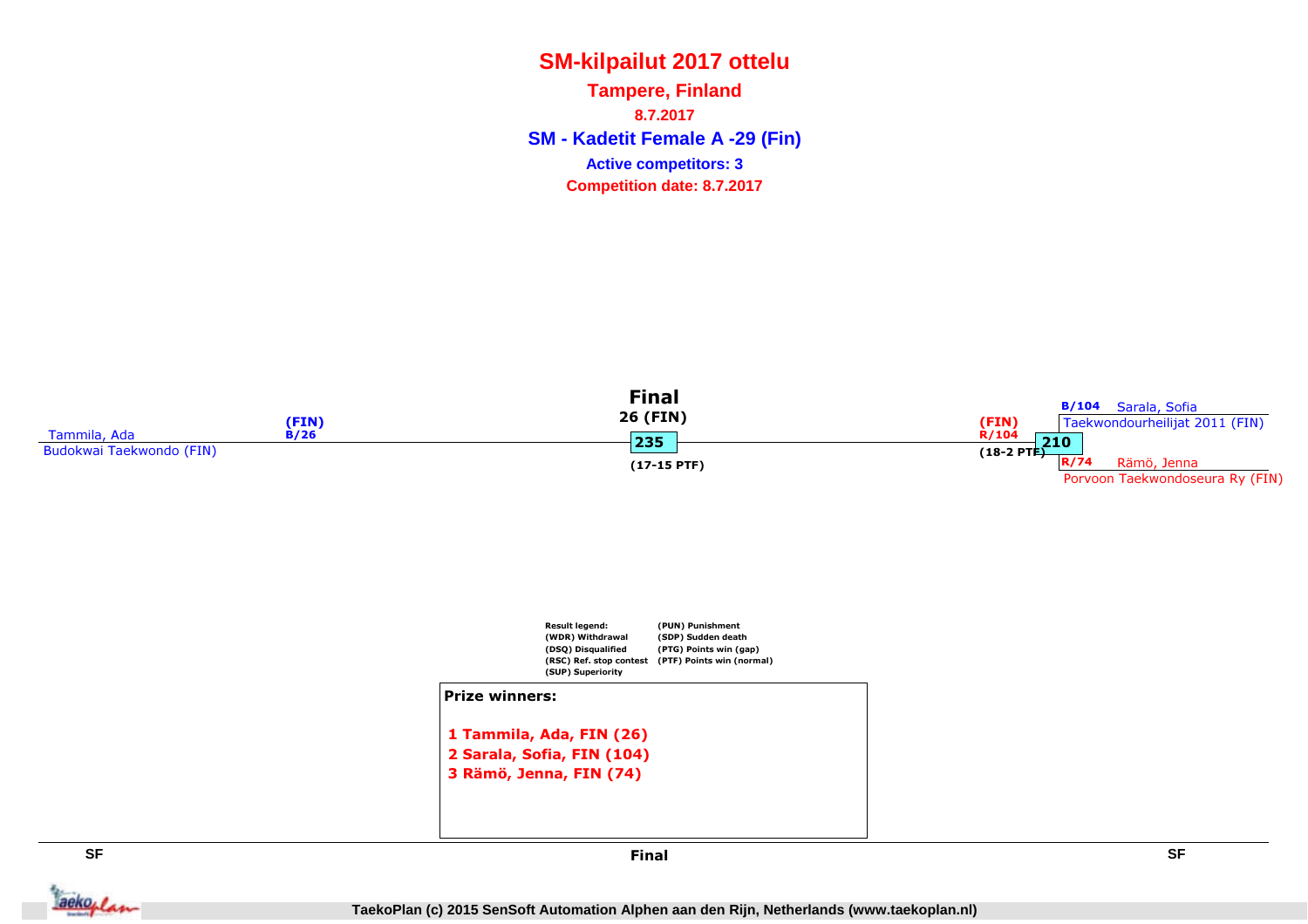# SM-kilpailut 2017 ottelu

## Tampere, Finland

**8.7.2017**

## SM - Kadetit Female A -29 (Fin)

**Active competitors: 3**

**Competition date: 8.7.2017**

### Final

**26 (FIN)**

**235**

**(17-15 PTF)**

Tammila, Ada
Budokwai Taekwondo (FIN)
(FIN)
B/26

(FIN)
R/104
(18-2 PTF)

**210**

B/104 Sarala, Sofia
Taekwondourheilijat 2011 (FIN)

R/74 Rämö, Jenna
Porvoon Taekwondoseura Ry (FIN)

**Result legend:**
(WDR) Withdrawal
(DSQ) Disqualified
(RSC) Ref. stop contest
(SUP) Superiority
(PUN) Punishment
(SDP) Sudden death
(PTG) Points win (gap)
(PTF) Points win (normal)

**Prize winners:**

1 Tammila, Ada, FIN (26)
2 Sarala, Sofia, FIN (104)
3 Rämö, Jenna, FIN (74)

SF | Final | SF

TaekoPlan (c) 2015 SenSoft Automation Alphen aan den Rijn, Netherlands (www.taekoplan.nl)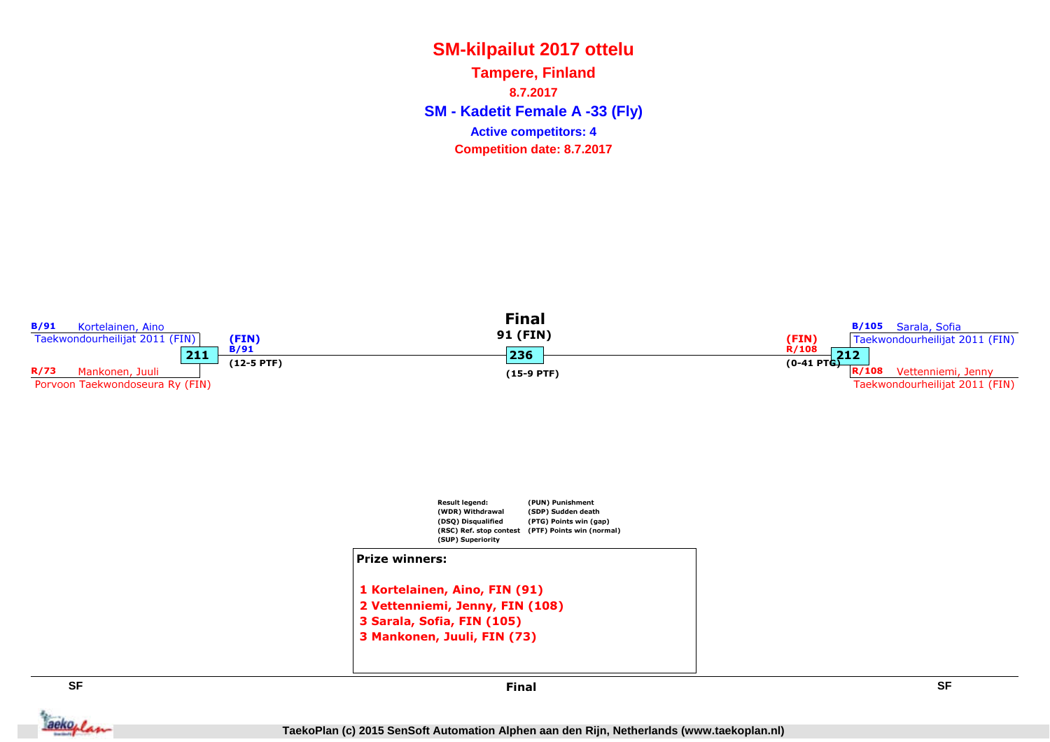# SM-kilpailut 2017 ottelu

## Tampere, Finland

**8.7.2017**

### SM - Kadetit Female A -33 (Fly)

**Active competitors: 4**

**Competition date: 8.7.2017**

**SF**

B/91 Kortelainen, Aino
Taekwondourheilijat 2011 (FIN)

**211**

R/73 Mankonen, Juuli
Porvoon Taekwondoseura Ry (FIN)

(FIN)
B/91
(12-5 PTF)

**Final**

91 (FIN)

**236**

(15-9 PTF)

**SF**

B/105 Sarala, Sofia
Taekwondourheilijat 2011 (FIN)

**212**

R/108 Vettenniemi, Jenny
Taekwondourheilijat 2011 (FIN)

(FIN)
R/108
(0-41 PTG)

Result legend:
(WDR) Withdrawal
(DSQ) Disqualified
(RSC) Ref. stop contest
(SUP) Superiority
(PUN) Punishment
(SDP) Sudden death
(PTG) Points win (gap)
(PTF) Points win (normal)

**Prize winners:**

1 Kortelainen, Aino, FIN (91)
2 Vettenniemi, Jenny, FIN (108)
3 Sarala, Sofia, FIN (105)
3 Mankonen, Juuli, FIN (73)

TaekoPlan (c) 2015 SenSoft Automation Alphen aan den Rijn, Netherlands (www.taekoplan.nl)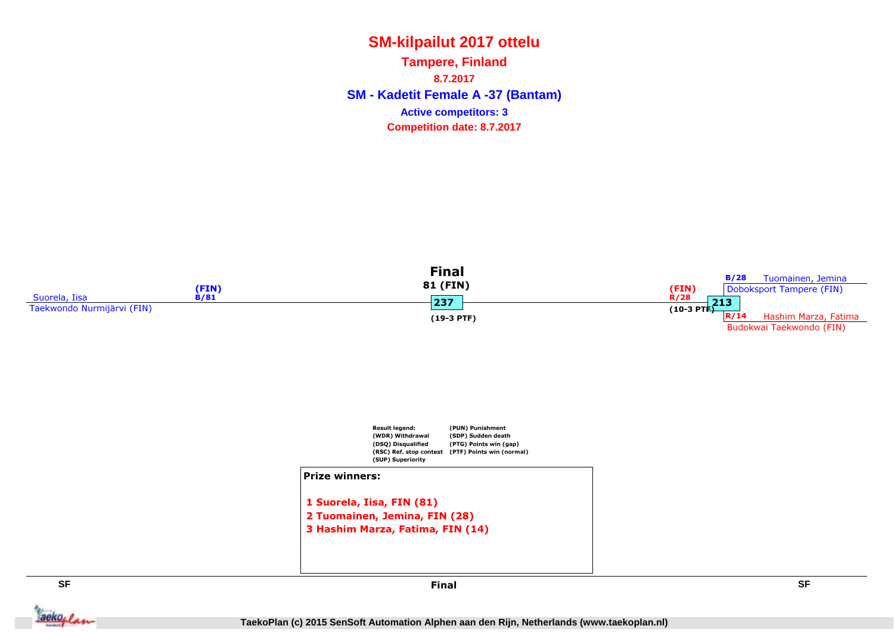# SM-kilpailut 2017 ottelu

## Tampere, Finland

**8.7.2017**

## SM - Kadetit Female A -37 (Bantam)

**Active competitors: 3**

**Competition date: 8.7.2017**

**Final**

81 (FIN)

Suorela, Iisa
Taekwondo Nurmijärvi (FIN)
(FIN)
B/81

237
(19-3 PTF)

(FIN)
R/28
213
(10-3 PTF)

B/28 Tuomainen, Jemina
Doboksport Tampere (FIN)

R/14 Hashim Marza, Fatima
Budokwai Taekwondo (FIN)

Result legend:
(WDR) Withdrawal
(DSQ) Disqualified
(RSC) Ref. stop contest
(SUP) Superiority
(PUN) Punishment
(SDP) Sudden death
(PTG) Points win (gap)
(PTF) Points win (normal)

**Prize winners:**

1 Suorela, Iisa, FIN (81)
2 Tuomainen, Jemina, FIN (28)
3 Hashim Marza, Fatima, FIN (14)

SF | Final | SF

TaekoPlan (c) 2015 SenSoft Automation Alphen aan den Rijn, Netherlands (www.taekoplan.nl)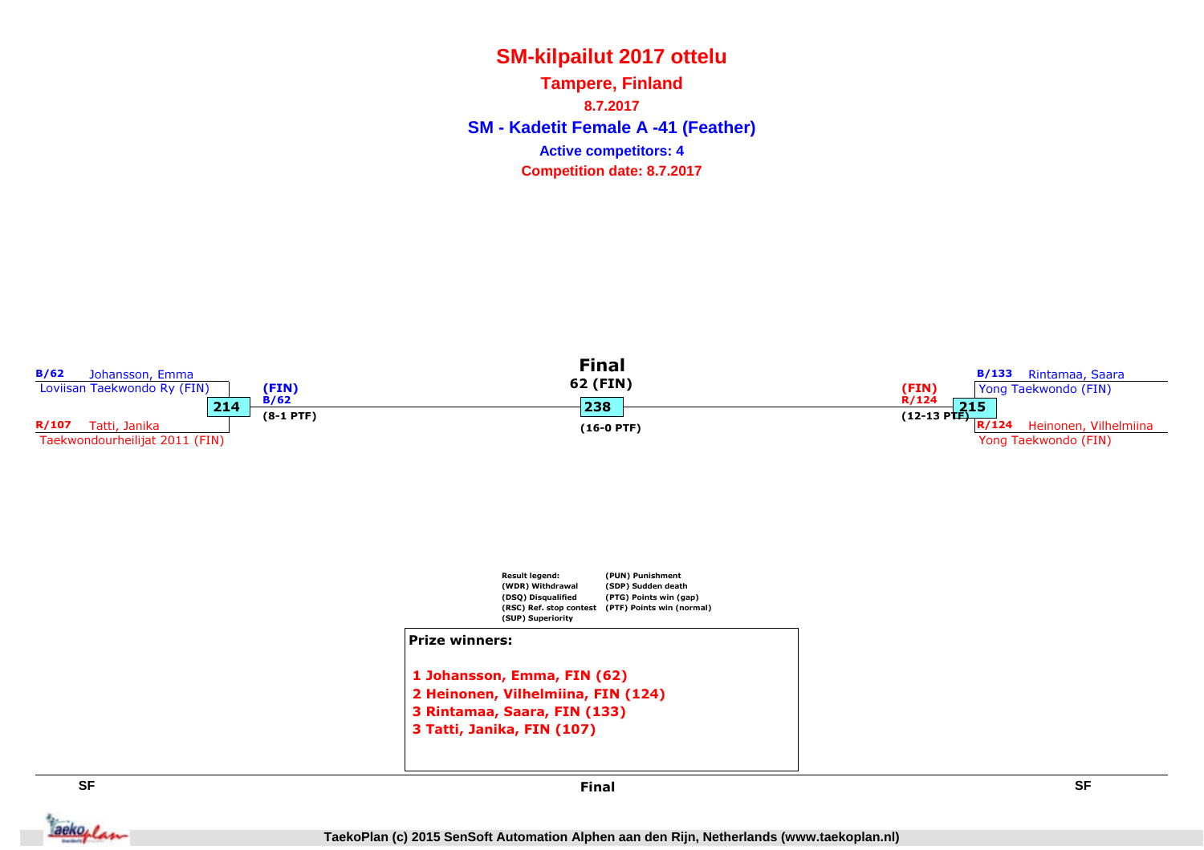# SM-kilpailut 2017 ottelu

## Tampere, Finland

**8.7.2017**

## SM - Kadetit Female A -41 (Feather)

**Active competitors: 4**

**Competition date: 8.7.2017**

**SF**

B/62 Johansson, Emma
Loviisan Taekwondo Ry (FIN)

**214**

R/107 Tatti, Janika
Taekwondourheilijat 2011 (FIN)

(FIN)
B/62
(8-1 PTF)

**Final**

**Final**
62 (FIN)

**238**

(16-0 PTF)

**SF**

B/133 Rintamaa, Saara
Yong Taekwondo (FIN)

**215**

R/124 Heinonen, Vilhelmiina
Yong Taekwondo (FIN)

(FIN)
R/124
(12-13 PTF)

Result legend:
(WDR) Withdrawal
(DSQ) Disqualified
(RSC) Ref. stop contest
(SUP) Superiority
(PUN) Punishment
(SDP) Sudden death
(PTG) Points win (gap)
(PTF) Points win (normal)

**Prize winners:**

1 Johansson, Emma, FIN (62)
2 Heinonen, Vilhelmiina, FIN (124)
3 Rintamaa, Saara, FIN (133)
3 Tatti, Janika, FIN (107)

TaekoPlan (c) 2015 SenSoft Automation Alphen aan den Rijn, Netherlands (www.taekoplan.nl)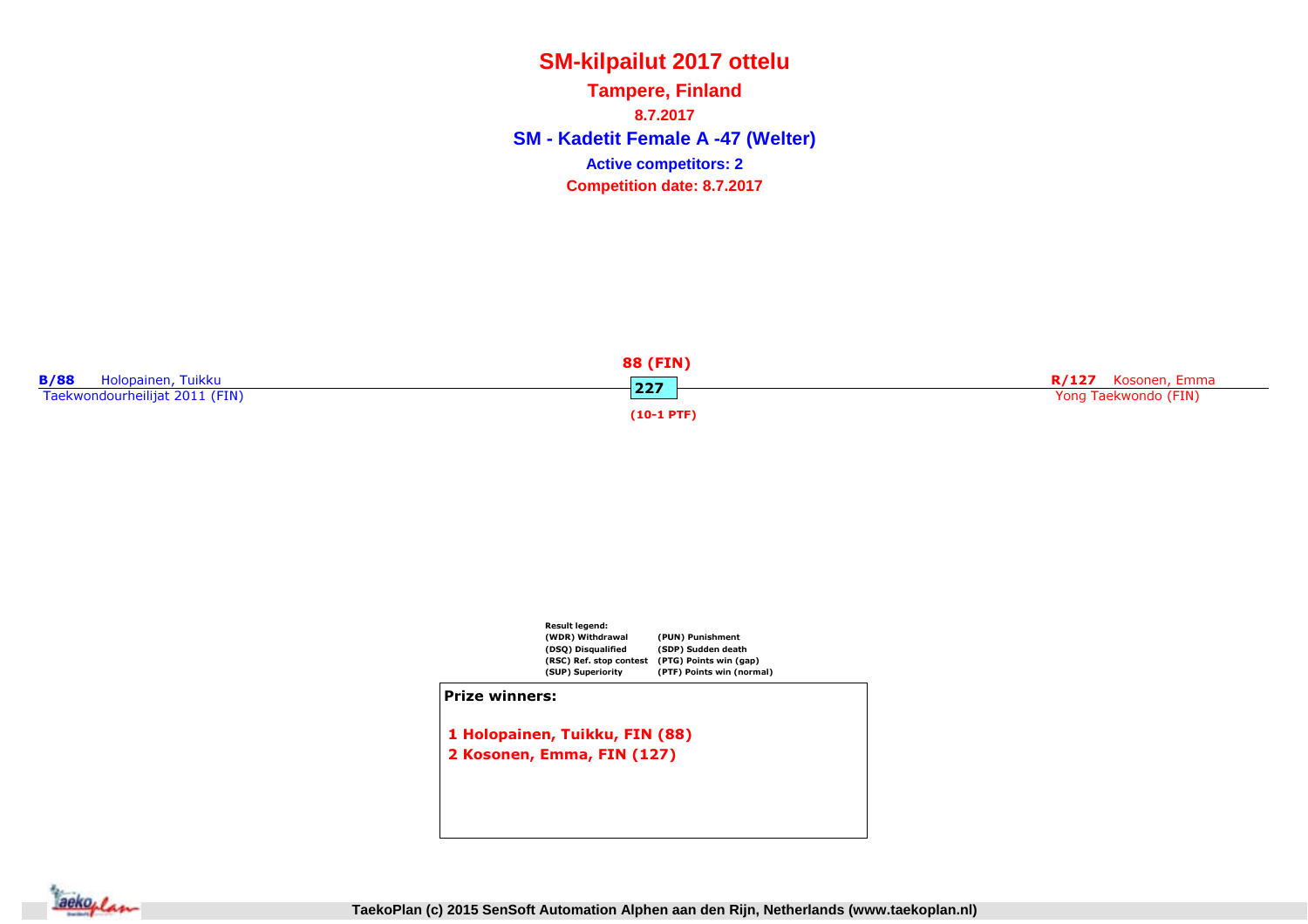# SM-kilpailut 2017 ottelu

## Tampere, Finland

**8.7.2017**

## SM - Kadetit Female A -47 (Welter)

**Active competitors: 2**

**Competition date: 8.7.2017**

**B/88** Holopainen, Tuikku
Taekwondourheilijat 2011 (FIN)

**88 (FIN)**
**227**
**(10-1 PTF)**

**R/127** Kosonen, Emma
Yong Taekwondo (FIN)

**Result legend:**

| | |
|---|---|
| (WDR) Withdrawal | (PUN) Punishment |
| (DSQ) Disqualified | (SDP) Sudden death |
| (RSC) Ref. stop contest | (PTG) Points win (gap) |
| (SUP) Superiority | (PTF) Points win (normal) |

**Prize winners:**

1 Holopainen, Tuikku, FIN (88)
2 Kosonen, Emma, FIN (127)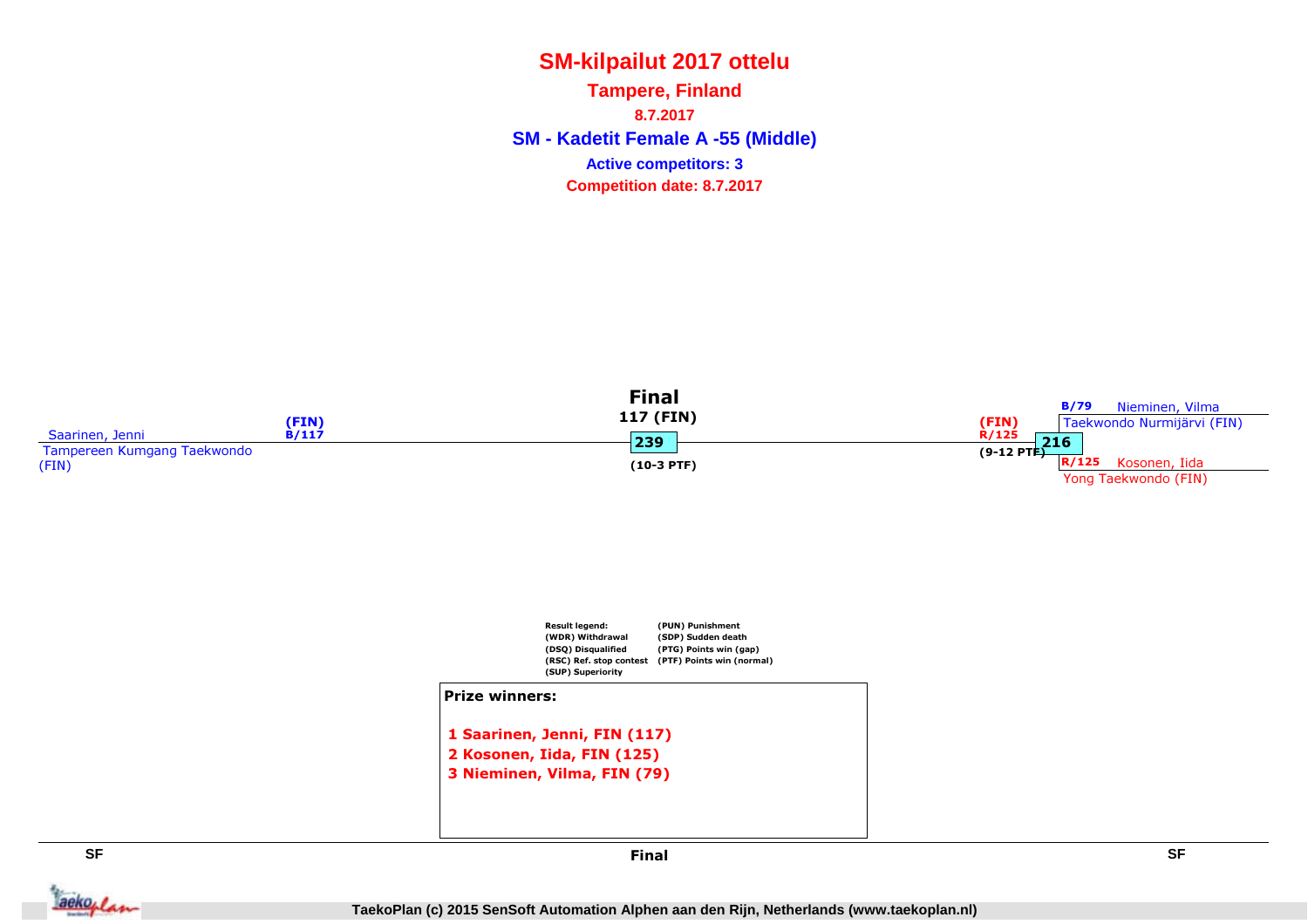# SM-kilpailut 2017 ottelu

## Tampere, Finland

**8.7.2017**

## SM - Kadetit Female A -55 (Middle)

**Active competitors: 3**

**Competition date: 8.7.2017**

### Final

**117 (FIN)**

**239**

**(10-3 PTF)**

Saarinen, Jenni
Tampereen Kumgang Taekwondo (FIN)
**(FIN) B/117**

**(FIN) R/125**
**216**
**(9-12 PTF)**

**B/79** Nieminen, Vilma
Taekwondo Nurmijärvi (FIN)

**R/125** Kosonen, Iida
Yong Taekwondo (FIN)

| Result legend: | |
|---|---|
| (WDR) Withdrawal | (PUN) Punishment |
| (DSQ) Disqualified | (SDP) Sudden death |
| (RSC) Ref. stop contest | (PTG) Points win (gap) |
| (SUP) Superiority | (PTF) Points win (normal) |

**Prize winners:**

**1 Saarinen, Jenni, FIN (117)**
**2 Kosonen, Iida, FIN (125)**
**3 Nieminen, Vilma, FIN (79)**

SF | Final | SF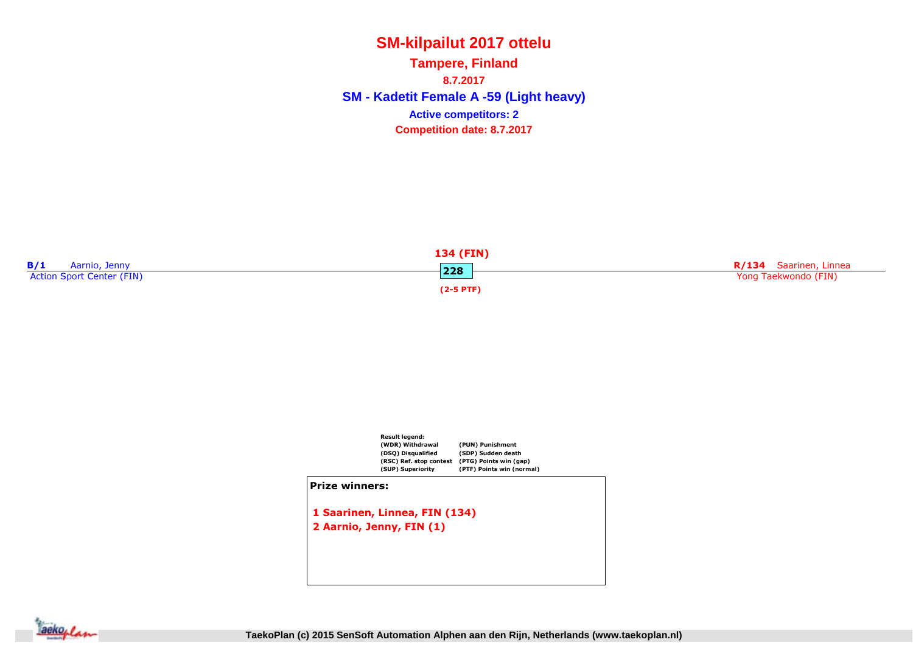# SM-kilpailut 2017 ottelu

## Tampere, Finland

**8.7.2017**

## SM - Kadetit Female A -59 (Light heavy)

**Active competitors: 2**

**Competition date: 8.7.2017**

**B/1** Aarnio, Jenny
Action Sport Center (FIN)

**134 (FIN)**

**228**

**(2-5 PTF)**

**R/134** Saarinen, Linnea
Yong Taekwondo (FIN)

**Result legend:**

| | |
|---|---|
| (WDR) Withdrawal | (PUN) Punishment |
| (DSQ) Disqualified | (SDP) Sudden death |
| (RSC) Ref. stop contest | (PTG) Points win (gap) |
| (SUP) Superiority | (PTF) Points win (normal) |

**Prize winners:**

1 Saarinen, Linnea, FIN (134)
2 Aarnio, Jenny, FIN (1)

TaekoPlan (c) 2015 SenSoft Automation Alphen aan den Rijn, Netherlands (www.taekoplan.nl)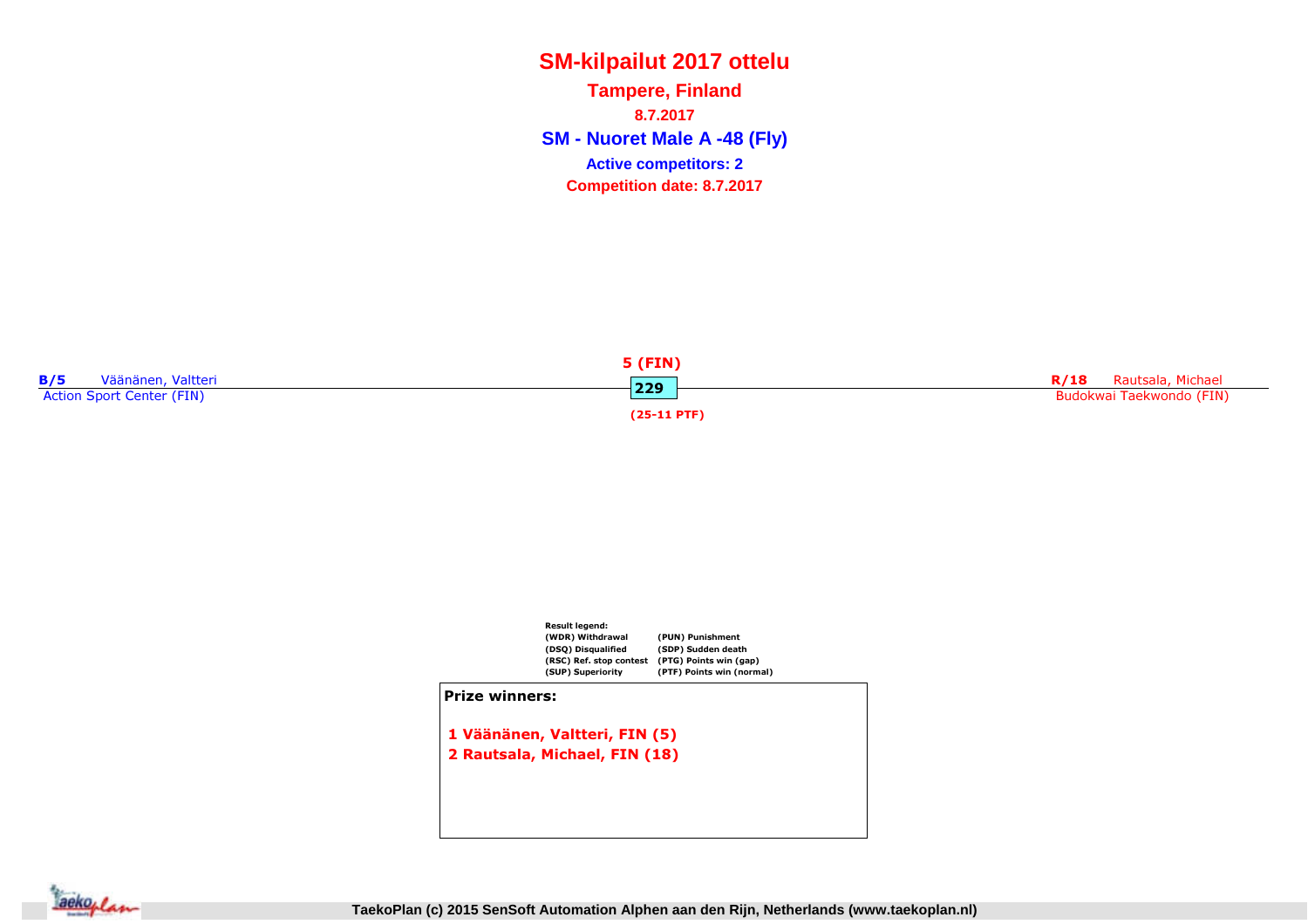# SM-kilpailut 2017 ottelu

## Tampere, Finland

**8.7.2017**

## SM - Nuoret Male A -48 (Fly)

**Active competitors: 2**

**Competition date: 8.7.2017**

**B/5** Väänänen, Valtteri
Action Sport Center (FIN)

**5 (FIN)**
**229**
**(25-11 PTF)**

**R/18** Rautsala, Michael
Budokwai Taekwondo (FIN)

**Result legend:**

| | |
|---|---|
| (WDR) Withdrawal | (PUN) Punishment |
| (DSQ) Disqualified | (SDP) Sudden death |
| (RSC) Ref. stop contest | (PTG) Points win (gap) |
| (SUP) Superiority | (PTF) Points win (normal) |

**Prize winners:**

1 Väänänen, Valtteri, FIN (5)
2 Rautsala, Michael, FIN (18)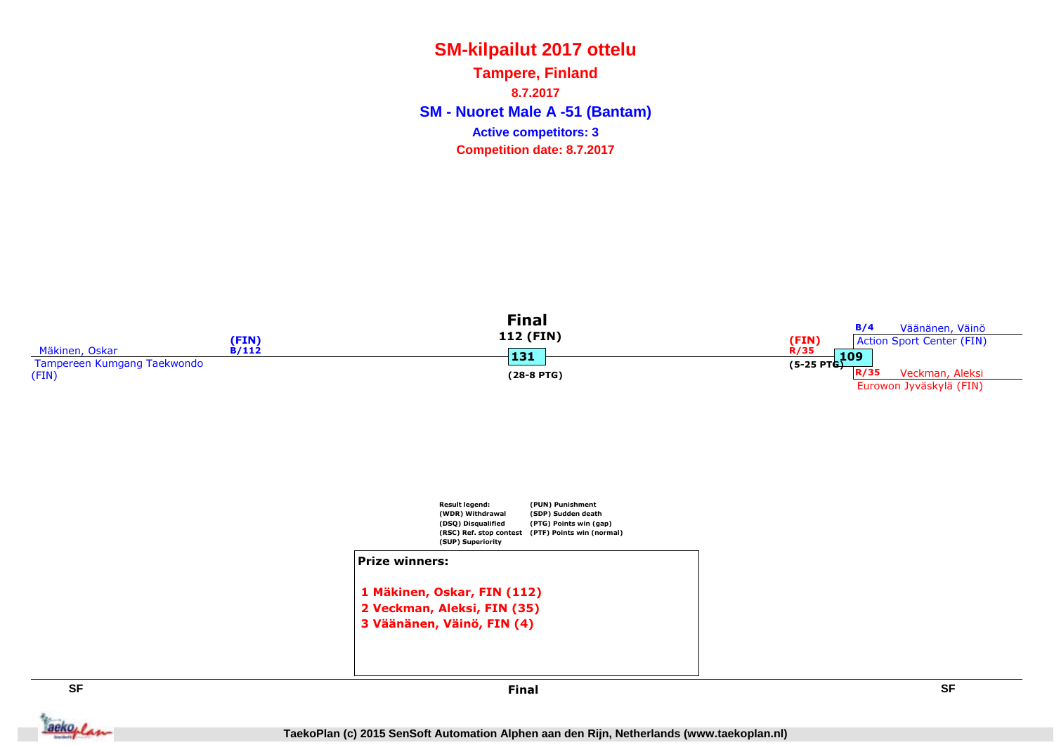# SM-kilpailut 2017 ottelu

## Tampere, Finland

**8.7.2017**

## SM - Nuoret Male A -51 (Bantam)

**Active competitors: 3**

**Competition date: 8.7.2017**

Mäkinen, Oskar (FIN) B/112
Tampereen Kumgang Taekwondo (FIN)

**Final**
112 (FIN)
131
(28-8 PTG)

(FIN) R/35
(5-25 PTG)
109

B/4 Väänänen, Väinö
Action Sport Center (FIN)

R/35 Veckman, Aleksi
Eurowon Jyväskylä (FIN)

Result legend:
(WDR) Withdrawal
(DSQ) Disqualified
(RSC) Ref. stop contest
(SUP) Superiority
(PUN) Punishment
(SDP) Sudden death
(PTG) Points win (gap)
(PTF) Points win (normal)

**Prize winners:**

1. Mäkinen, Oskar, FIN (112)
2. Veckman, Aleksi, FIN (35)
3. Väänänen, Väinö, FIN (4)

SF | Final | SF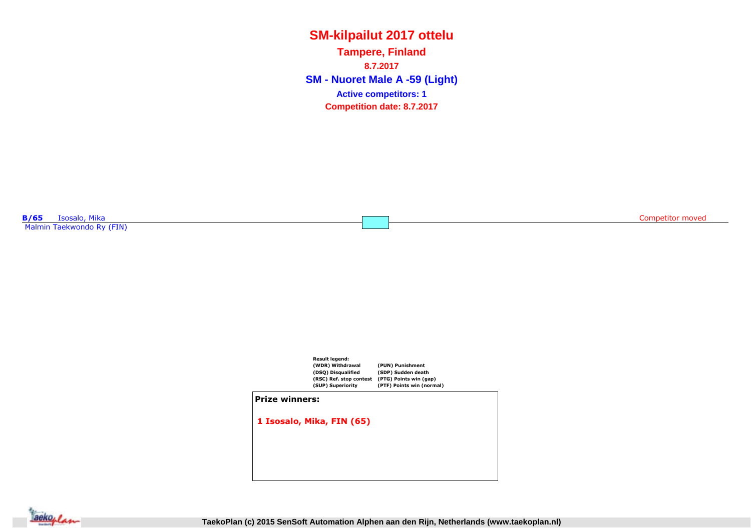# SM-kilpailut 2017 ottelu

## Tampere, Finland

**8.7.2017**

## SM - Nuoret Male A -59 (Light)

**Active competitors: 1**

**Competition date: 8.7.2017**

**B/65** Isosalo, Mika
Malmin Taekwondo Ry (FIN)

Competitor moved

**Result legend:**

| | |
|---|---|
| (WDR) Withdrawal | (PUN) Punishment |
| (DSQ) Disqualified | (SDP) Sudden death |
| (RSC) Ref. stop contest | (PTG) Points win (gap) |
| (SUP) Superiority | (PTF) Points win (normal) |

**Prize winners:**

1 Isosalo, Mika, FIN (65)

TaekoPlan (c) 2015 SenSoft Automation Alphen aan den Rijn, Netherlands (www.taekoplan.nl)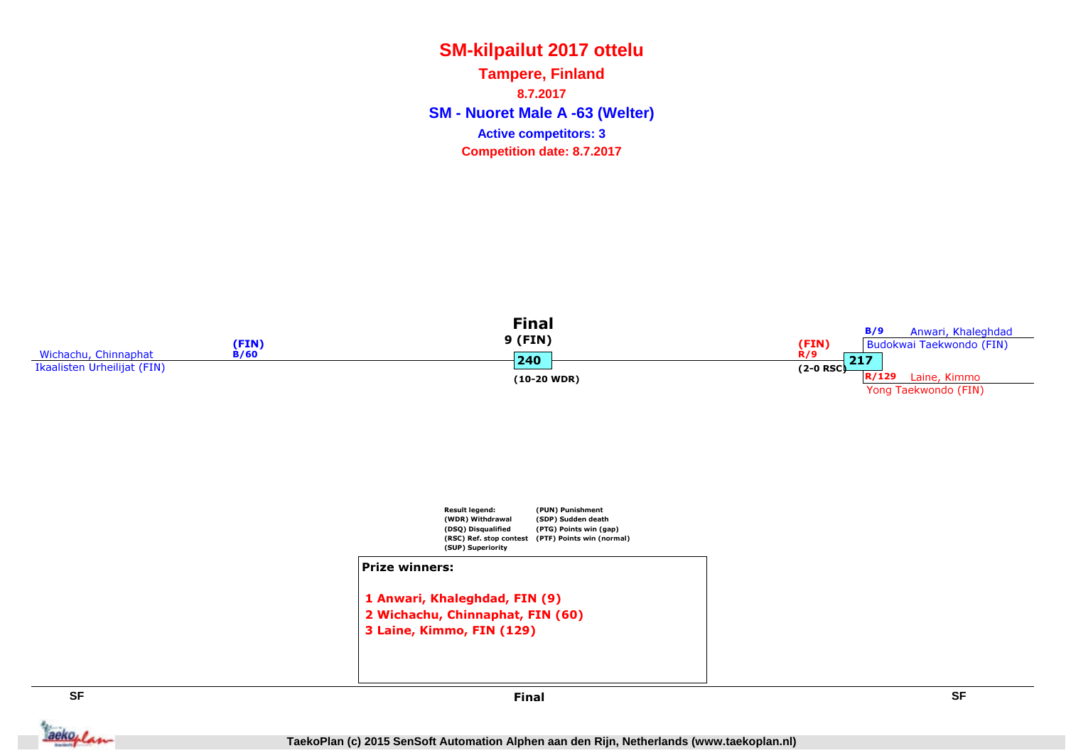# SM-kilpailut 2017 ottelu

**Tampere, Finland**

**8.7.2017**

## SM - Nuoret Male A -63 (Welter)

**Active competitors: 3**

**Competition date: 8.7.2017**

**Final**

9 (FIN)

240

(10-20 WDR)

Wichachu, Chinnaphat (FIN) B/60
Ikaalisten Urheilijat (FIN)

(FIN) R/9
(2-0 RSC)

217

B/9 Anwari, Khaleghdad
Budokwai Taekwondo (FIN)

R/129 Laine, Kimmo
Yong Taekwondo (FIN)

**Result legend:**
(WDR) Withdrawal
(DSQ) Disqualified
(RSC) Ref. stop contest
(SUP) Superiority
(PUN) Punishment
(SDP) Sudden death
(PTG) Points win (gap)
(PTF) Points win (normal)

**Prize winners:**

1 Anwari, Khaleghdad, FIN (9)
2 Wichachu, Chinnaphat, FIN (60)
3 Laine, Kimmo, FIN (129)

SF | Final | SF

TaekoPlan (c) 2015 SenSoft Automation Alphen aan den Rijn, Netherlands (www.taekoplan.nl)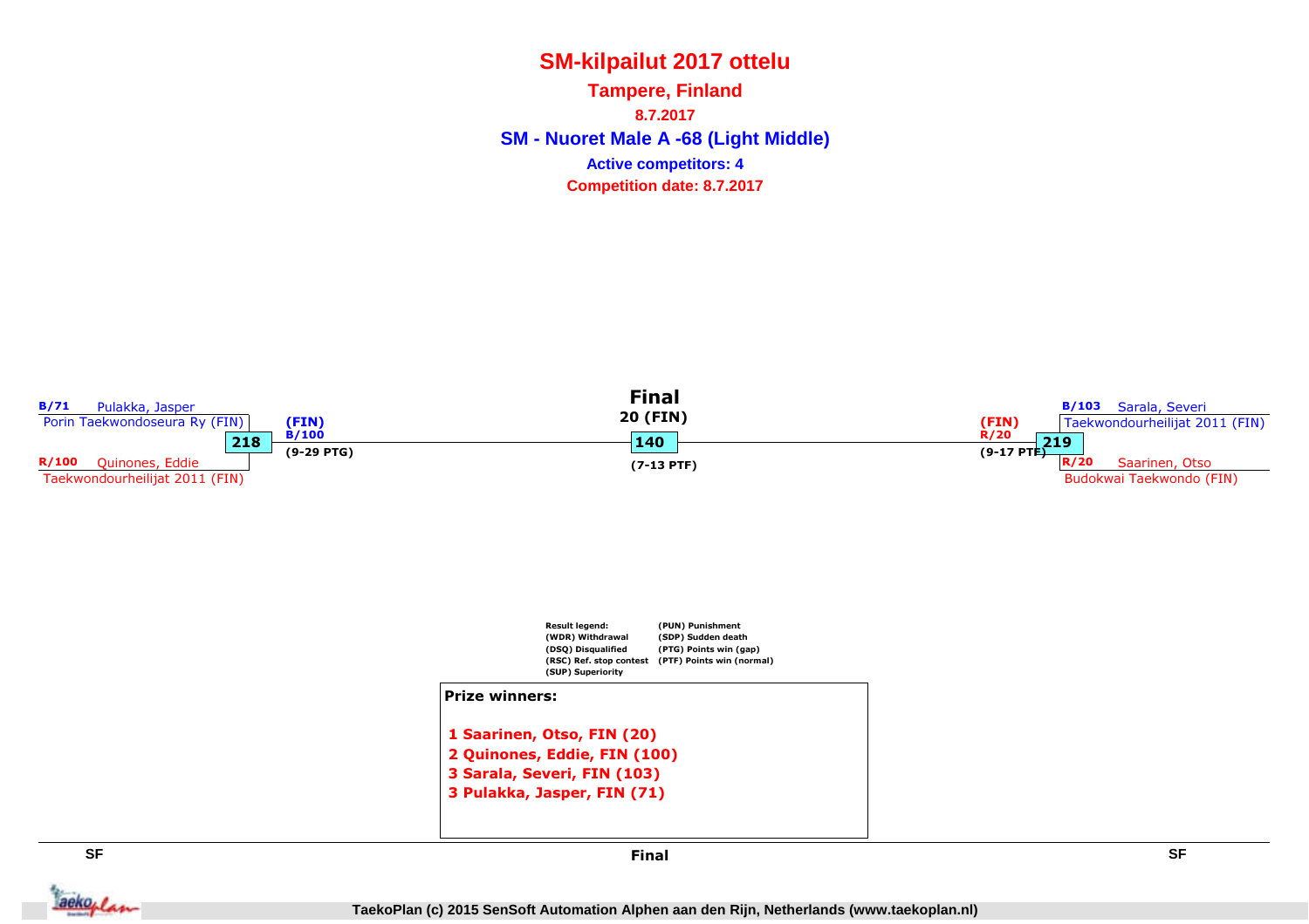# SM-kilpailut 2017 ottelu

## Tampere, Finland

**8.7.2017**

## SM - Nuoret Male A -68 (Light Middle)

**Active competitors: 4**

**Competition date: 8.7.2017**

**SF**

B/71 Pulakka, Jasper
Porin Taekwondoseura Ry (FIN)

218

R/100 Quinones, Eddie
Taekwondourheilijat 2011 (FIN)

(FIN)
B/100
(9-29 PTG)

**Final**

**Final**
20 (FIN)

140

(7-13 PTF)

**SF**

(FIN)
R/20
(9-17 PTF)

B/103 Sarala, Severi
Taekwondourheilijat 2011 (FIN)

219

R/20 Saarinen, Otso
Budokwai Taekwondo (FIN)

Result legend:
(WDR) Withdrawal
(DSQ) Disqualified
(RSC) Ref. stop contest
(SUP) Superiority
(PUN) Punishment
(SDP) Sudden death
(PTG) Points win (gap)
(PTF) Points win (normal)

**Prize winners:**

1 Saarinen, Otso, FIN (20)
2 Quinones, Eddie, FIN (100)
3 Sarala, Severi, FIN (103)
3 Pulakka, Jasper, FIN (71)

TaekoPlan (c) 2015 SenSoft Automation Alphen aan den Rijn, Netherlands (www.taekoplan.nl)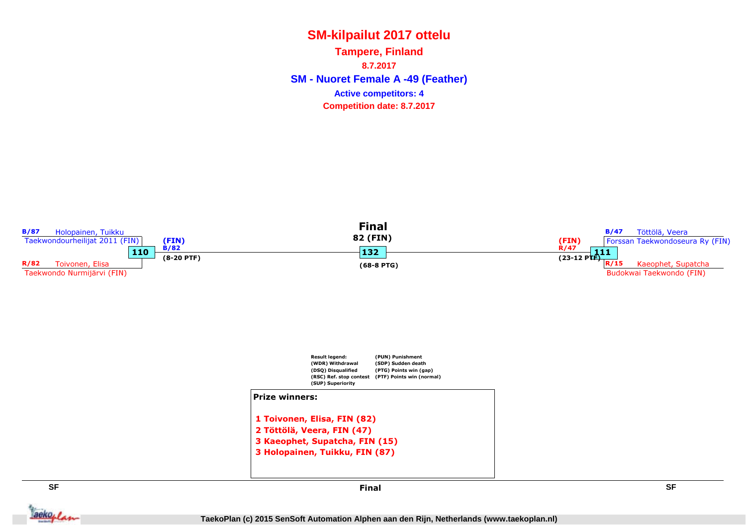# SM-kilpailut 2017 ottelu

## Tampere, Finland

**8.7.2017**

## SM - Nuoret Female A -49 (Feather)

**Active competitors: 4**

**Competition date: 8.7.2017**

B/87 Holopainen, Tuikku
Taekwondourheilijat 2011 (FIN)

110

R/82 Toivonen, Elisa
Taekwondo Nurmijärvi (FIN)

(FIN)
B/82
(8-20 PTF)

**Final**
**82 (FIN)**

132

(68-8 PTG)

(FIN)
R/47
(23-12 PTF)

111

B/47 Töttölä, Veera
Forssan Taekwondoseura Ry (FIN)

R/15 Kaeophet, Supatcha
Budokwai Taekwondo (FIN)

Result legend:
(WDR) Withdrawal
(DSQ) Disqualified
(RSC) Ref. stop contest
(SUP) Superiority
(PUN) Punishment
(SDP) Sudden death
(PTG) Points win (gap)
(PTF) Points win (normal)

**Prize winners:**

1 Toivonen, Elisa, FIN (82)
2 Töttölä, Veera, FIN (47)
3 Kaeophet, Supatcha, FIN (15)
3 Holopainen, Tuikku, FIN (87)

SF | Final | SF

TaekoPlan (c) 2015 SenSoft Automation Alphen aan den Rijn, Netherlands (www.taekoplan.nl)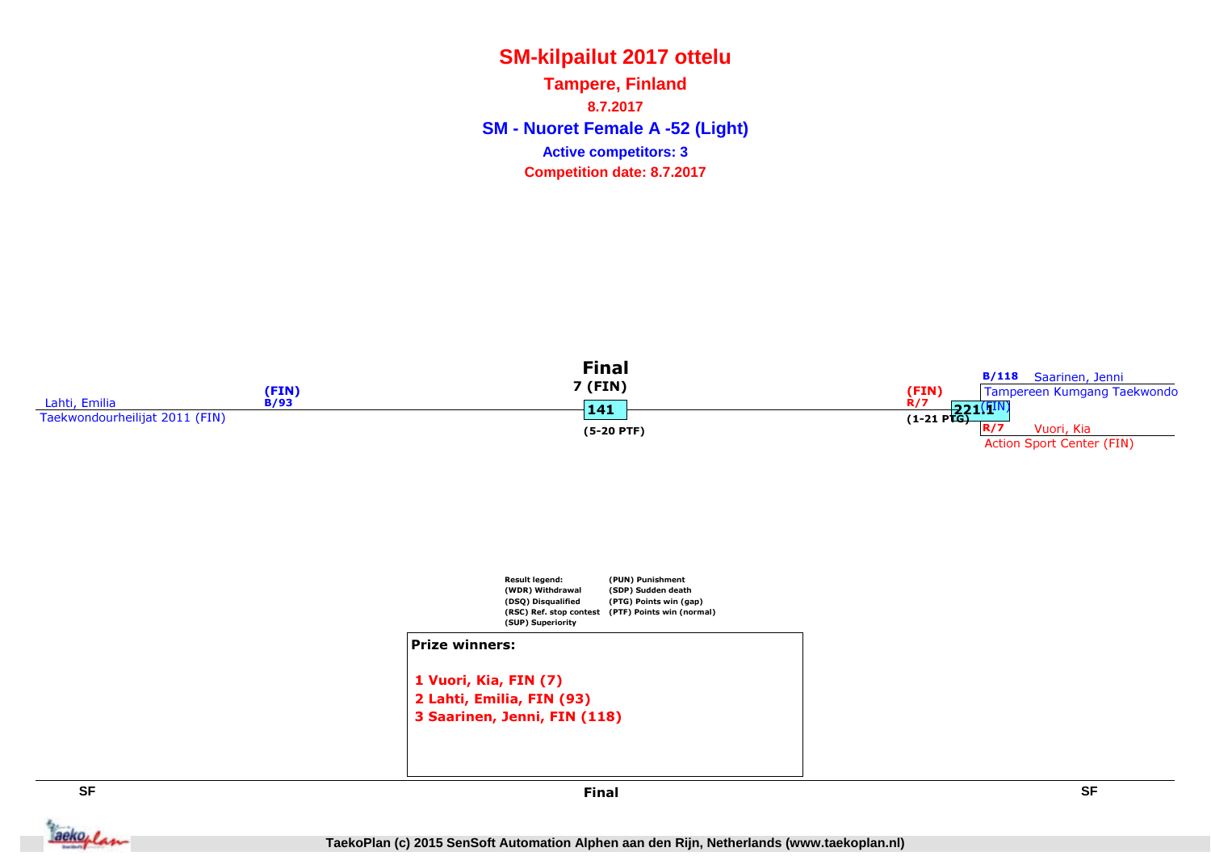# SM-kilpailut 2017 ottelu

**Tampere, Finland**

**8.7.2017**

## SM - Nuoret Female A -52 (Light)

**Active competitors: 3**

**Competition date: 8.7.2017**

**Final**

7 (FIN)

Lahti, Emilia (FIN) B/93
Taekwondourheilijat 2011 (FIN)

**141**

(5-20 PTF)

(FIN) R/7
(1-21 PTG)

**221.1**

B/118 Saarinen, Jenni
Tampereen Kumgang Taekwondo (FIN)

R/7 Vuori, Kia
Action Sport Center (FIN)

**Result legend:**
(WDR) Withdrawal
(DSQ) Disqualified
(RSC) Ref. stop contest
(SUP) Superiority
(PUN) Punishment
(SDP) Sudden death
(PTG) Points win (gap)
(PTF) Points win (normal)

**Prize winners:**

1 Vuori, Kia, FIN (7)
2 Lahti, Emilia, FIN (93)
3 Saarinen, Jenni, FIN (118)

SF | Final | SF

TaekoPlan (c) 2015 SenSoft Automation Alphen aan den Rijn, Netherlands (www.taekoplan.nl)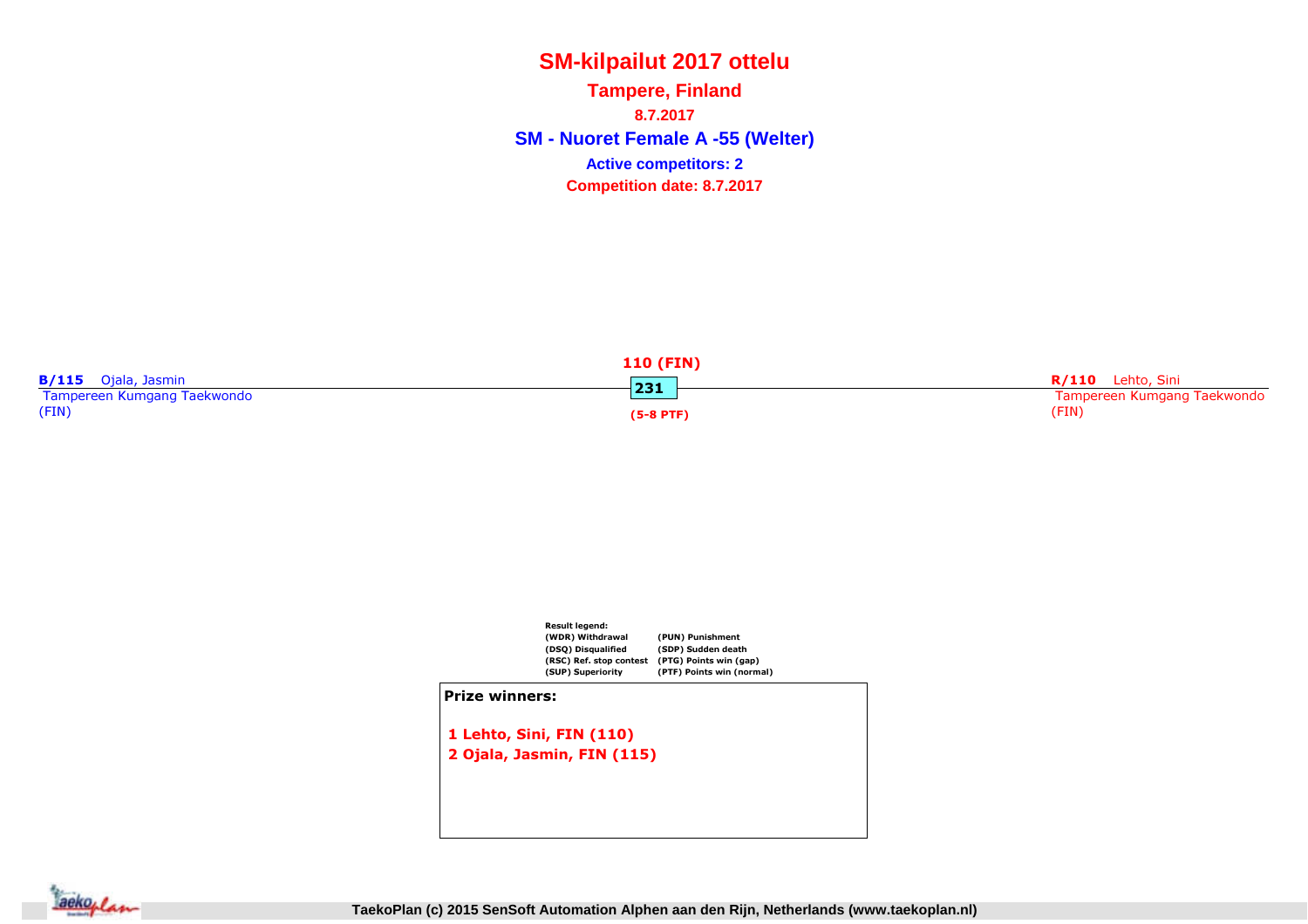# SM-kilpailut 2017 ottelu

## Tampere, Finland

**8.7.2017**

## SM - Nuoret Female A -55 (Welter)

**Active competitors: 2**

**Competition date: 8.7.2017**

**B/115** Ojala, Jasmin
Tampereen Kumgang Taekwondo
(FIN)

**110 (FIN)**
**231**
**(5-8 PTF)**

**R/110** Lehto, Sini
Tampereen Kumgang Taekwondo
(FIN)

**Result legend:**

| | |
|---|---|
| (WDR) Withdrawal | (PUN) Punishment |
| (DSQ) Disqualified | (SDP) Sudden death |
| (RSC) Ref. stop contest | (PTG) Points win (gap) |
| (SUP) Superiority | (PTF) Points win (normal) |

**Prize winners:**

1 Lehto, Sini, FIN (110)
2 Ojala, Jasmin, FIN (115)

TaekoPlan (c) 2015 SenSoft Automation Alphen aan den Rijn, Netherlands (www.taekoplan.nl)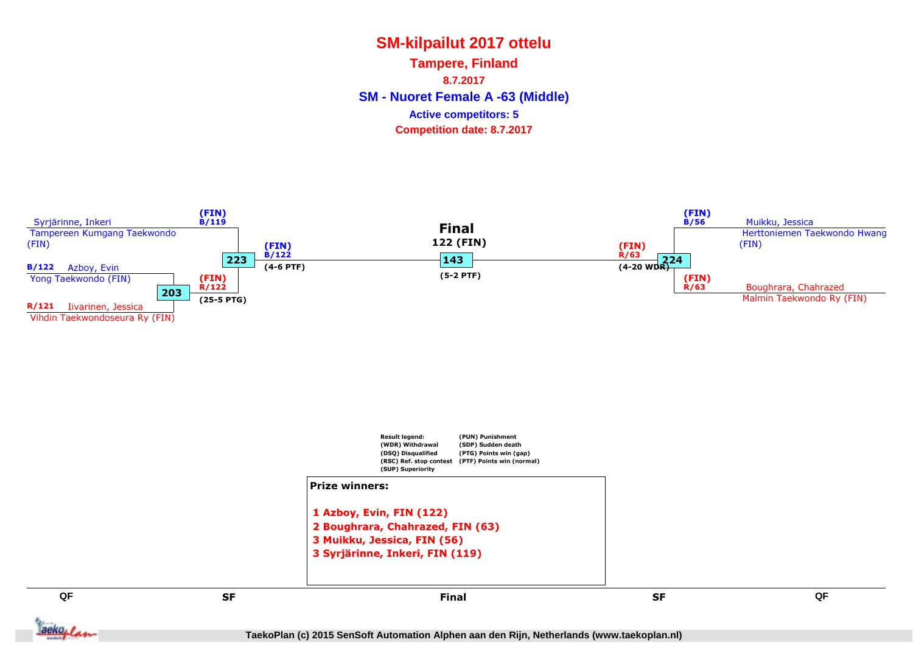# SM-kilpailut 2017 ottelu

## Tampere, Finland

**8.7.2017**

## SM - Nuoret Female A -63 (Middle)

**Active competitors: 5**

**Competition date: 8.7.2017**

Syrjärinne, Inkeri
Tampereen Kumgang Taekwondo (FIN)

(FIN) B/119

B/122 Azboy, Evin
Yong Taekwondo (FIN)

R/121 Iivarinen, Jessica
Vihdin Taekwondoseura Ry (FIN)

203

(FIN) R/122
(25-5 PTG)

223

(FIN) B/122
(4-6 PTF)

**Final**
**122 (FIN)**

143

(5-2 PTF)

(FIN) R/63
(4-20 WDR)

224

(FIN) B/56
Muikku, Jessica
Herttoniemen Taekwondo Hwang (FIN)

(FIN) R/63
Boughrara, Chahrazed
Malmin Taekwondo Ry (FIN)

Result legend:
(WDR) Withdrawal
(DSQ) Disqualified
(RSC) Ref. stop contest
(SUP) Superiority
(PUN) Punishment
(SDP) Sudden death
(PTG) Points win (gap)
(PTF) Points win (normal)

**Prize winners:**

1 Azboy, Evin, FIN (122)
2 Boughrara, Chahrazed, FIN (63)
3 Muikku, Jessica, FIN (56)
3 Syrjärinne, Inkeri, FIN (119)

QF | SF | Final | SF | QF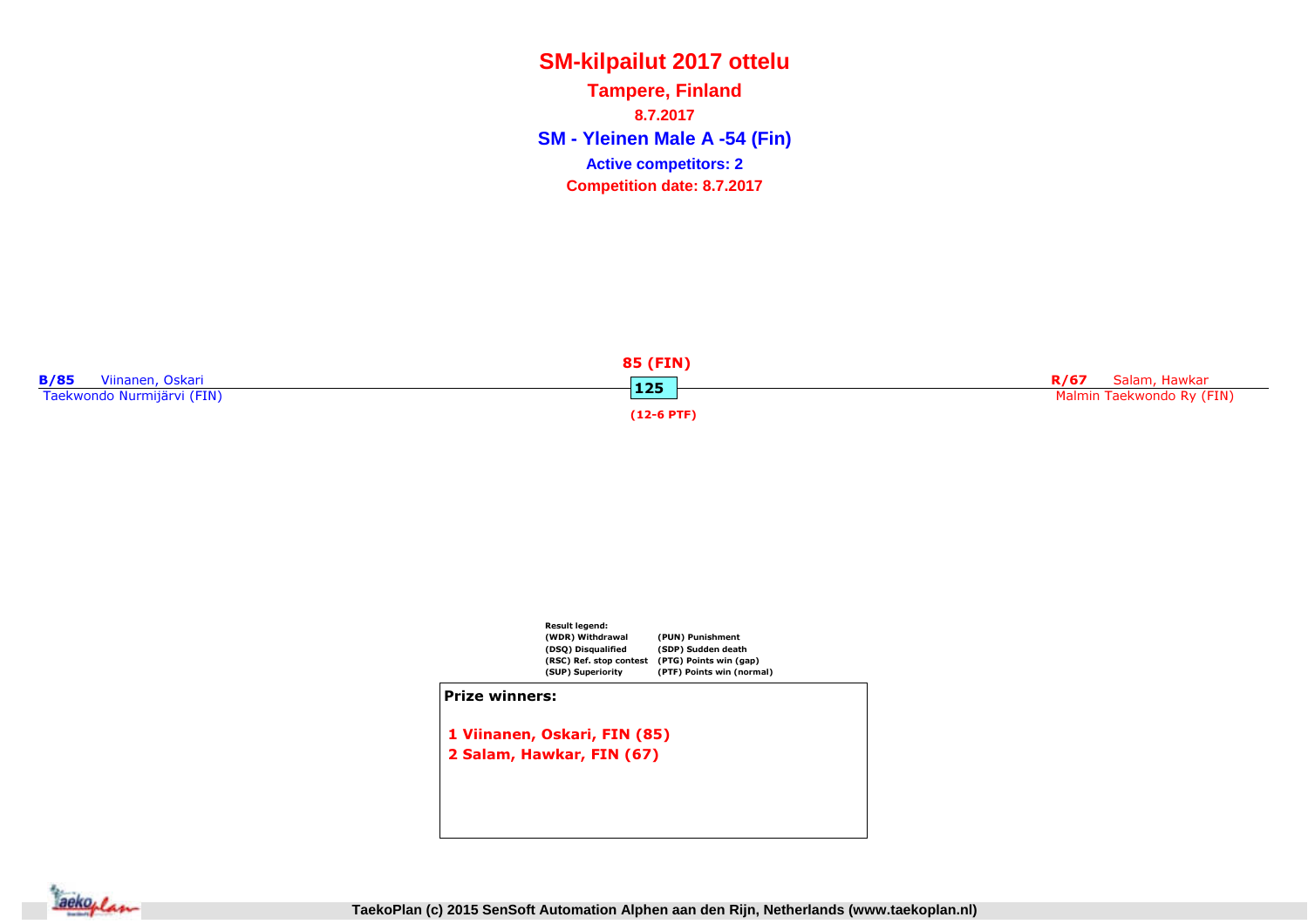# SM-kilpailut 2017 ottelu

## Tampere, Finland

**8.7.2017**

## SM - Yleinen Male A -54 (Fin)

**Active competitors: 2**

**Competition date: 8.7.2017**

**B/85** Viinanen, Oskari
Taekwondo Nurmijärvi (FIN)

**85 (FIN)**
**125**
**(12-6 PTF)**

**R/67** Salam, Hawkar
Malmin Taekwondo Ry (FIN)

**Result legend:**

| | |
|---|---|
| (WDR) Withdrawal | (PUN) Punishment |
| (DSQ) Disqualified | (SDP) Sudden death |
| (RSC) Ref. stop contest | (PTG) Points win (gap) |
| (SUP) Superiority | (PTF) Points win (normal) |

**Prize winners:**

1 Viinanen, Oskari, FIN (85)
2 Salam, Hawkar, FIN (67)

TaekoPlan (c) 2015 SenSoft Automation Alphen aan den Rijn, Netherlands (www.taekoplan.nl)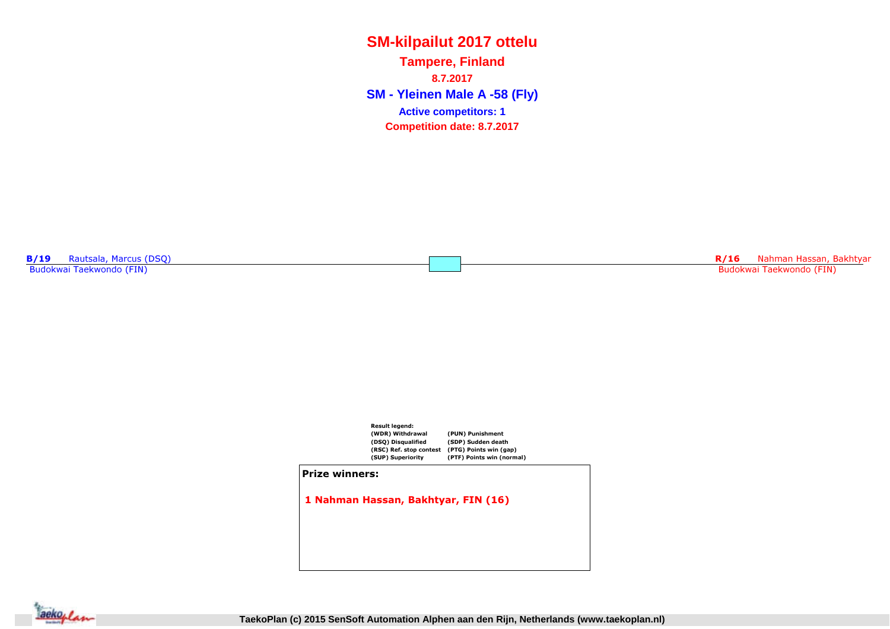# SM-kilpailut 2017 ottelu

## Tampere, Finland

**8.7.2017**

## SM - Yleinen Male A -58 (Fly)

**Active competitors: 1**

**Competition date: 8.7.2017**

**B/19** Rautsala, Marcus (DSQ)
Budokwai Taekwondo (FIN)

**R/16** Nahman Hassan, Bakhtyar
Budokwai Taekwondo (FIN)

**Result legend:**

| | |
|---|---|
| (WDR) Withdrawal | (PUN) Punishment |
| (DSQ) Disqualified | (SDP) Sudden death |
| (RSC) Ref. stop contest | (PTG) Points win (gap) |
| (SUP) Superiority | (PTF) Points win (normal) |

**Prize winners:**

**1 Nahman Hassan, Bakhtyar, FIN (16)**

TaekoPlan (c) 2015 SenSoft Automation Alphen aan den Rijn, Netherlands (www.taekoplan.nl)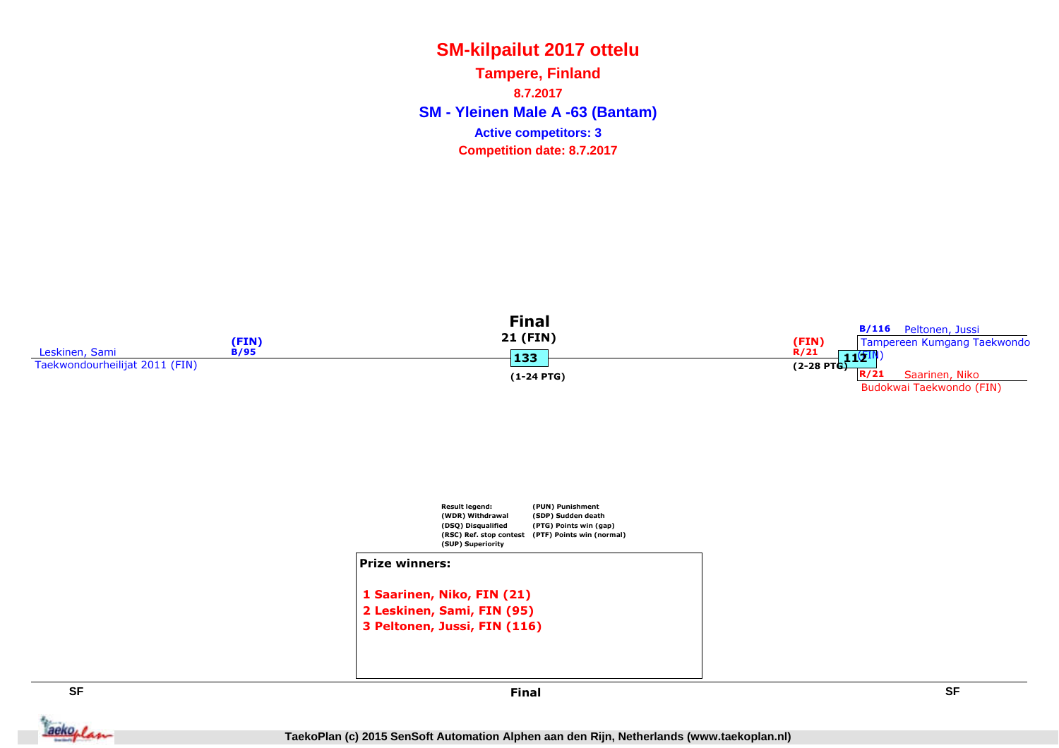# SM-kilpailut 2017 ottelu

## Tampere, Finland

**8.7.2017**

## SM - Yleinen Male A -63 (Bantam)

**Active competitors: 3**

**Competition date: 8.7.2017**

**Final**

21 (FIN)

133

(1-24 PTG)

Leskinen, Sami (FIN) B/95
Taekwondourheilijat 2011 (FIN)

(FIN) R/21
(2-28 PTG)

112

B/116 Peltonen, Jussi
Tampereen Kumgang Taekwondo (FIN)

R/21 Saarinen, Niko
Budokwai Taekwondo (FIN)

**Result legend:**
(WDR) Withdrawal
(DSQ) Disqualified
(RSC) Ref. stop contest
(SUP) Superiority
(PUN) Punishment
(SDP) Sudden death
(PTG) Points win (gap)
(PTF) Points win (normal)

**Prize winners:**

1 Saarinen, Niko, FIN (21)
2 Leskinen, Sami, FIN (95)
3 Peltonen, Jussi, FIN (116)

SF | Final | SF

TaekoPlan (c) 2015 SenSoft Automation Alphen aan den Rijn, Netherlands (www.taekoplan.nl)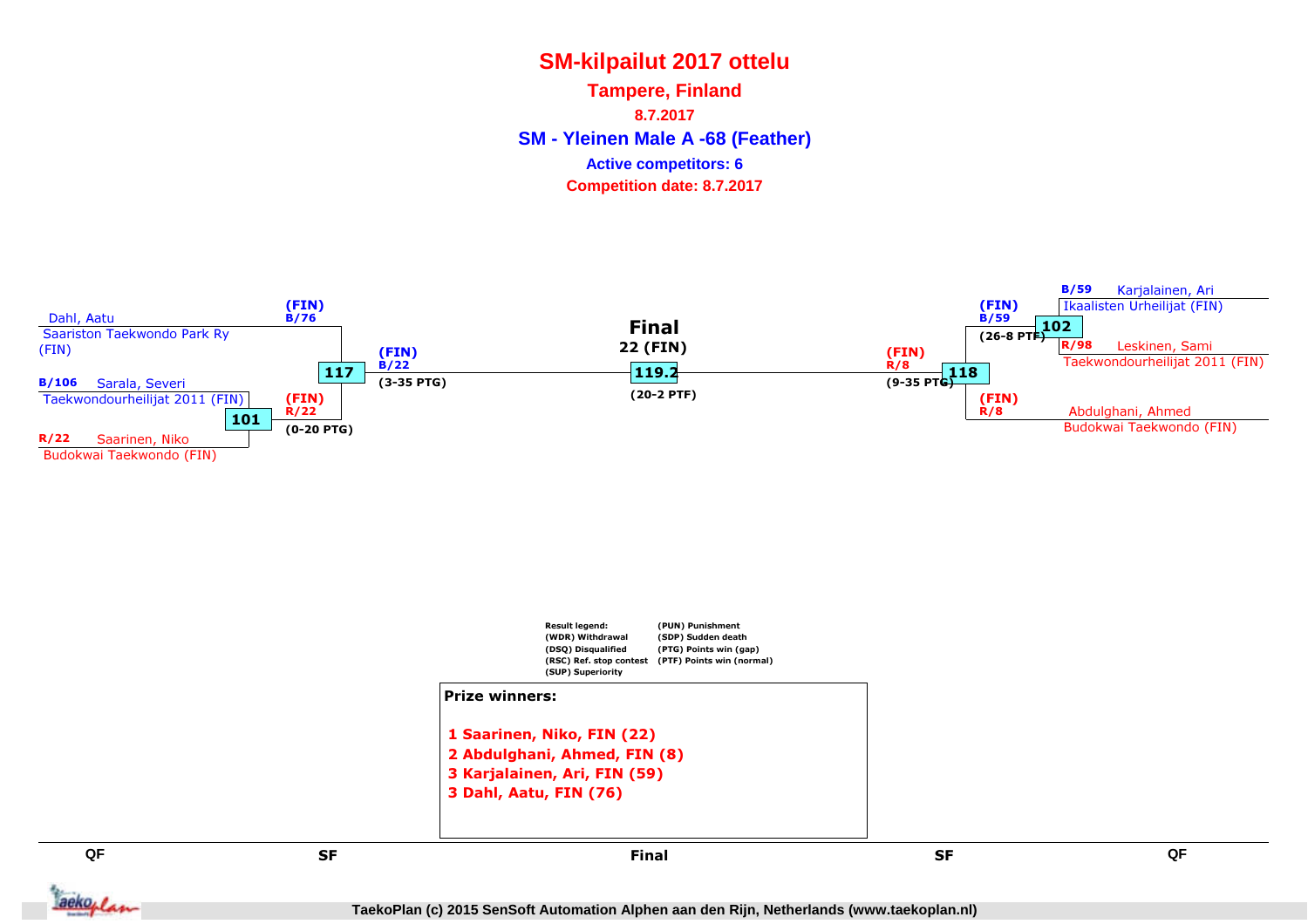# SM-kilpailut 2017 ottelu

## Tampere, Finland

**8.7.2017**

## SM - Yleinen Male A -68 (Feather)

**Active competitors: 6**

**Competition date: 8.7.2017**

### Left side

**QF**

- Dahl, Aatu — Saariston Taekwondo Park Ry (FIN)
- B/106 Sarala, Severi — Taekwondourheilijat 2011 (FIN)
- R/22 Saarinen, Niko — Budokwai Taekwondo (FIN)

Match 101: (FIN) R/22 (0-20 PTG)

**SF**

Match 117: (FIN) B/76 vs (FIN) R/22 → (FIN) B/22 (3-35 PTG)

### Final

**22 (FIN)**

Match 119.2: (20-2 PTF)

### Right side

**QF**

- B/59 Karjalainen, Ari — Ikaalisten Urheilijat (FIN)
- R/98 Leskinen, Sami — Taekwondourheilijat 2011 (FIN)
- Abdulghani, Ahmed — Budokwai Taekwondo (FIN)

Match 102: (FIN) B/59 (26-8 PTF)

**SF**

Match 118: (FIN) B/59 vs (FIN) R/8 → (FIN) R/8 (9-35 PTG)

### Result legend:

- (WDR) Withdrawal
- (DSQ) Disqualified
- (RSC) Ref. stop contest
- (SUP) Superiority
- (PUN) Punishment
- (SDP) Sudden death
- (PTG) Points win (gap)
- (PTF) Points win (normal)

### Prize winners:

1. Saarinen, Niko, FIN (22)
2. Abdulghani, Ahmed, FIN (8)
3. Karjalainen, Ari, FIN (59)
3. Dahl, Aatu, FIN (76)

QF | SF | Final | SF | QF

TaekoPlan (c) 2015 SenSoft Automation Alphen aan den Rijn, Netherlands (www.taekoplan.nl)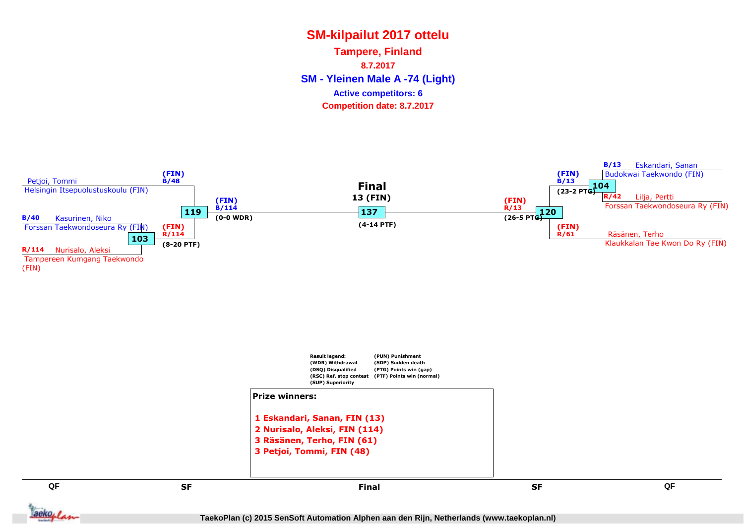# SM-kilpailut 2017 ottelu

## Tampere, Finland

**8.7.2017**

## SM - Yleinen Male A -74 (Light)

**Active competitors: 6**

**Competition date: 8.7.2017**

### Left side

- Petjoi, Tommi — Helsingin Itsepuolustuskoulu (FIN)
- B/40 Kasurinen, Niko — Forssan Taekwondoseura Ry (FIN)
- R/114 Nurisalo, Aleksi — Tampereen Kumgang Taekwondo (FIN)

**103**: (FIN) R/114 — (8-20 PTF)

**119**: (FIN) B/48 vs (FIN) R/114 → (FIN) B/114 — (0-0 WDR)

### Final

**Final**
13 (FIN)

**137** — (4-14 PTF)

### Right side

- B/13 Eskandari, Sanan — Budokwai Taekwondo (FIN)
- R/42 Lilja, Pertti — Forssan Taekwondoseura Ry (FIN)
- Räsänen, Terho — Klaukkalan Tae Kwon Do Ry (FIN)

**104**: (FIN) B/13 — (23-2 PTG)

**120**: (FIN) B/13 vs (FIN) R/61 → (FIN) R/13 — (26-5 PTG)

### Result legend

- (WDR) Withdrawal
- (DSQ) Disqualified
- (RSC) Ref. stop contest
- (SUP) Superiority
- (PUN) Punishment
- (SDP) Sudden death
- (PTG) Points win (gap)
- (PTF) Points win (normal)

### Prize winners:

1 Eskandari, Sanan, FIN (13)
2 Nurisalo, Aleksi, FIN (114)
3 Räsänen, Terho, FIN (61)
3 Petjoi, Tommi, FIN (48)

QF | SF | Final | SF | QF

TaekoPlan (c) 2015 SenSoft Automation Alphen aan den Rijn, Netherlands (www.taekoplan.nl)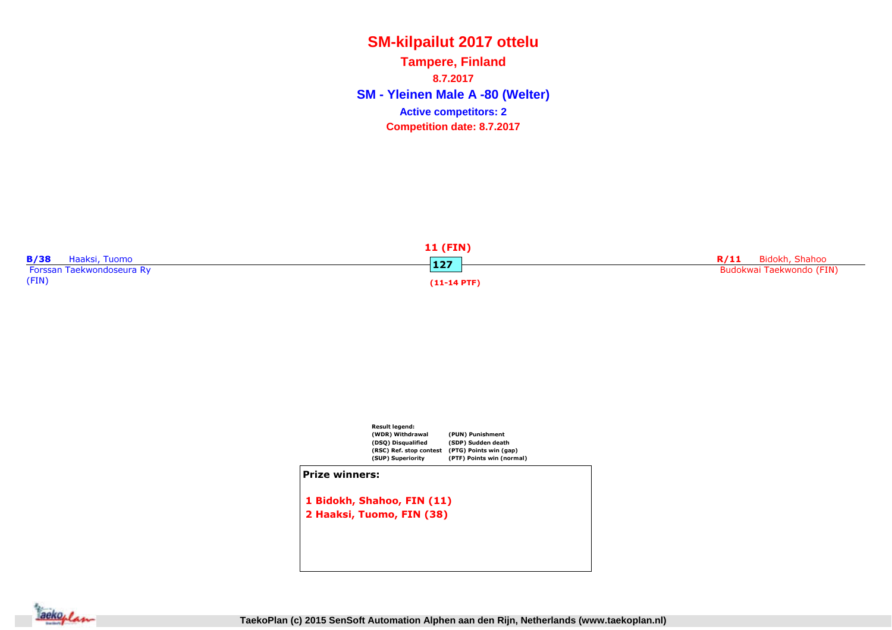# SM-kilpailut 2017 ottelu

## Tampere, Finland

**8.7.2017**

## SM - Yleinen Male A -80 (Welter)

**Active competitors: 2**

**Competition date: 8.7.2017**

**B/38** Haaksi, Tuomo
Forssan Taekwondoseura Ry (FIN)

**11 (FIN)**
**127**
**(11-14 PTF)**

**R/11** Bidokh, Shahoo
Budokwai Taekwondo (FIN)

**Result legend:**

| | |
|---|---|
| (WDR) Withdrawal | (PUN) Punishment |
| (DSQ) Disqualified | (SDP) Sudden death |
| (RSC) Ref. stop contest | (PTG) Points win (gap) |
| (SUP) Superiority | (PTF) Points win (normal) |

**Prize winners:**

1 Bidokh, Shahoo, FIN (11)
2 Haaksi, Tuomo, FIN (38)

TaekoPlan (c) 2015 SenSoft Automation Alphen aan den Rijn, Netherlands (www.taekoplan.nl)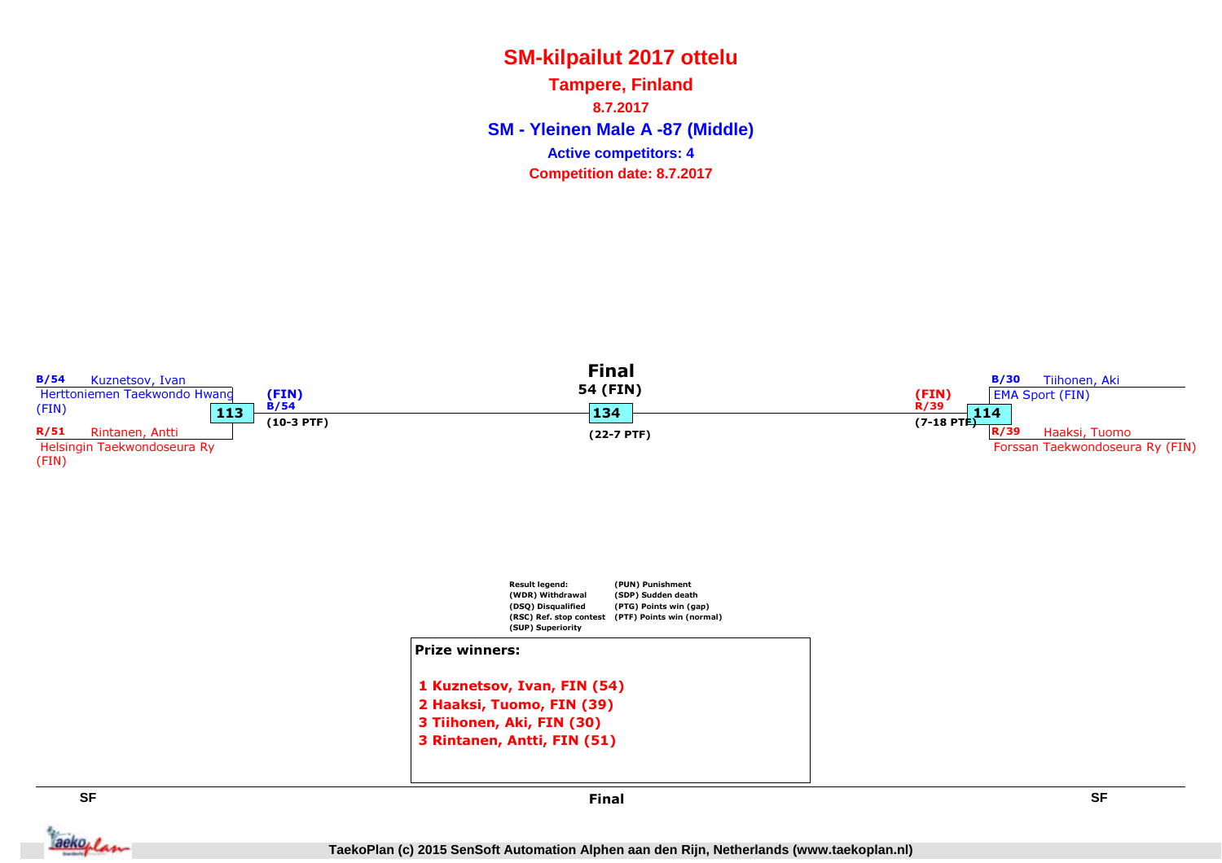# SM-kilpailut 2017 ottelu

## Tampere, Finland

**8.7.2017**

## SM - Yleinen Male A -87 (Middle)

**Active competitors: 4**

**Competition date: 8.7.2017**

### SF

B/54 Kuznetsov, Ivan
Herttoniemen Taekwondo Hwang (FIN)

113

R/51 Rintanen, Antti
Helsingin Taekwondoseura Ry (FIN)

Winner: (FIN) B/54 (10-3 PTF)

### Final

54 (FIN)

134

(22-7 PTF)

### SF

B/30 Tiihonen, Aki
EMA Sport (FIN)

114

R/39 Haaksi, Tuomo
Forssan Taekwondoseura Ry (FIN)

Winner: (FIN) R/39 (7-18 PTF)

**Result legend:**

- (WDR) Withdrawal
- (DSQ) Disqualified
- (RSC) Ref. stop contest
- (SUP) Superiority
- (PUN) Punishment
- (SDP) Sudden death
- (PTG) Points win (gap)
- (PTF) Points win (normal)

**Prize winners:**

1. Kuznetsov, Ivan, FIN (54)
2. Haaksi, Tuomo, FIN (39)
3. Tiihonen, Aki, FIN (30)
3. Rintanen, Antti, FIN (51)

SF | Final | SF

TaekoPlan (c) 2015 SenSoft Automation Alphen aan den Rijn, Netherlands (www.taekoplan.nl)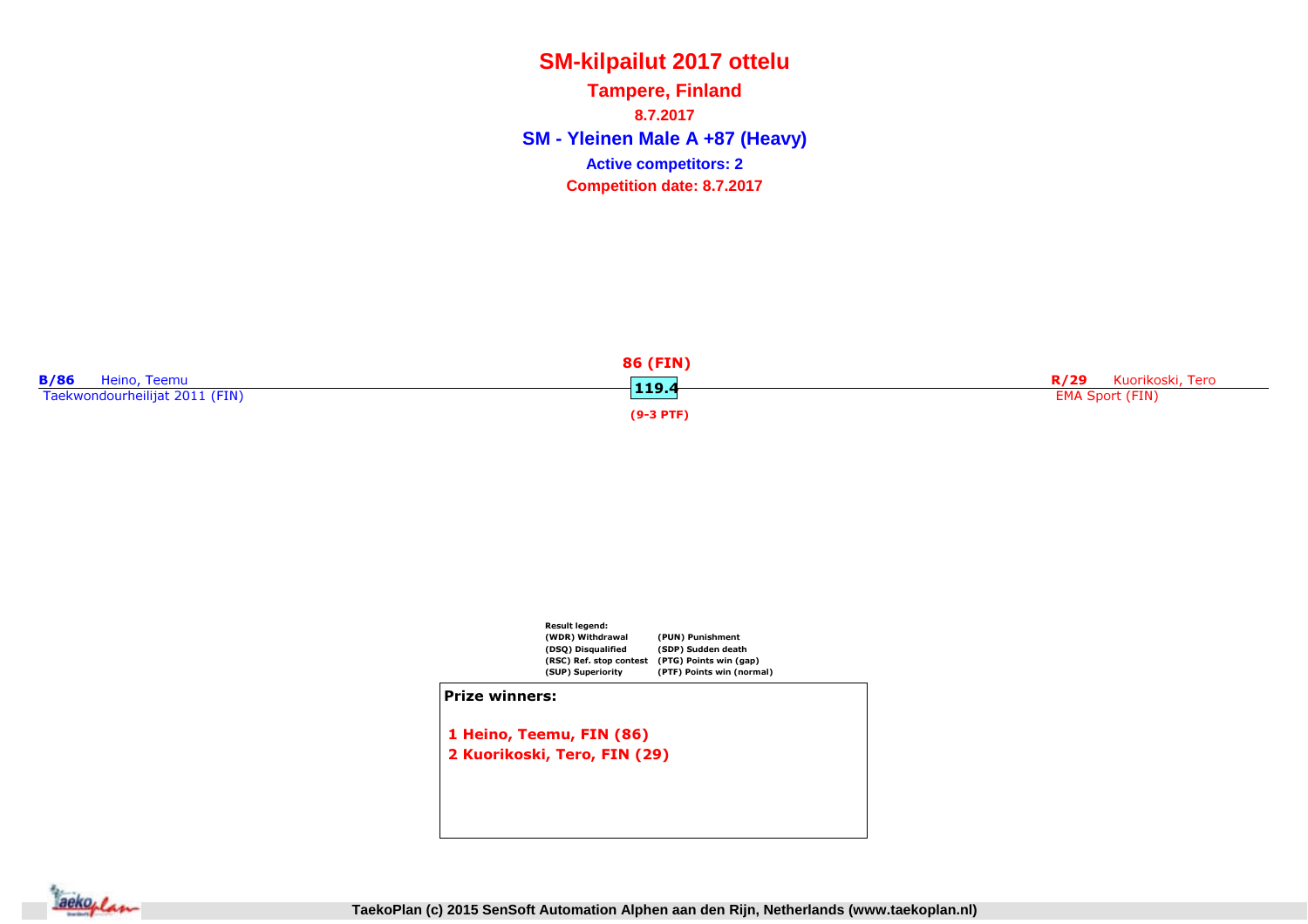# SM-kilpailut 2017 ottelu

## Tampere, Finland

**8.7.2017**

## SM - Yleinen Male A +87 (Heavy)

**Active competitors: 2**

**Competition date: 8.7.2017**

**B/86** Heino, Teemu
Taekwondourheilijat 2011 (FIN)

**86 (FIN)**
**119.4**
**(9-3 PTF)**

**R/29** Kuorikoski, Tero
EMA Sport (FIN)

**Result legend:**

| | |
|---|---|
| (WDR) Withdrawal | (PUN) Punishment |
| (DSQ) Disqualified | (SDP) Sudden death |
| (RSC) Ref. stop contest | (PTG) Points win (gap) |
| (SUP) Superiority | (PTF) Points win (normal) |

**Prize winners:**

1 Heino, Teemu, FIN (86)
2 Kuorikoski, Tero, FIN (29)

TaekoPlan (c) 2015 SenSoft Automation Alphen aan den Rijn, Netherlands (www.taekoplan.nl)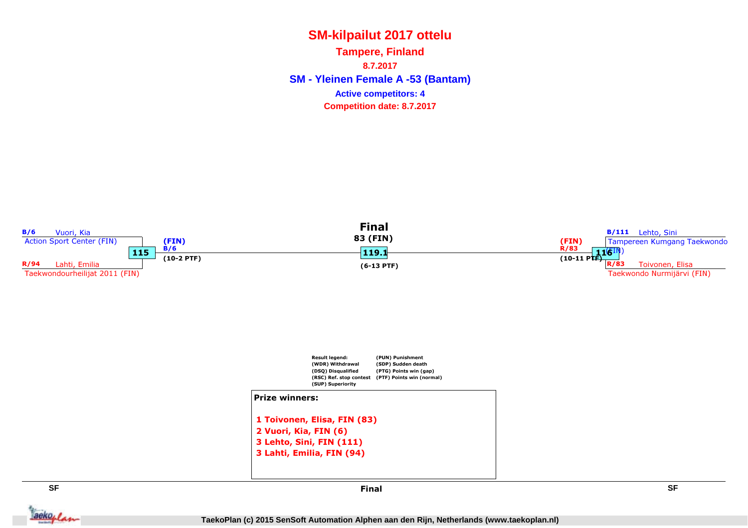# SM-kilpailut 2017 ottelu

## Tampere, Finland

**8.7.2017**

## SM - Yleinen Female A -53 (Bantam)

**Active competitors: 4**

**Competition date: 8.7.2017**

**B/6** Vuori, Kia
Action Sport Center (FIN)

**115**

**R/94** Lahti, Emilia
Taekwondourheilijat 2011 (FIN)

**(FIN)**
**B/6**
**(10-2 PTF)**

**Final**
**83 (FIN)**
**119.1**
**(6-13 PTF)**

**(FIN)**
**R/83**
**(10-11 PTF)**

**B/111** Lehto, Sini
Tampereen Kumgang Taekwondo (FIN)

**116**

**R/83** Toivonen, Elisa
Taekwondo Nurmijärvi (FIN)

**Result legend:**
(WDR) Withdrawal
(DSQ) Disqualified
(RSC) Ref. stop contest
(SUP) Superiority
(PUN) Punishment
(SDP) Sudden death
(PTG) Points win (gap)
(PTF) Points win (normal)

**Prize winners:**

1. Toivonen, Elisa, FIN (83)
2. Vuori, Kia, FIN (6)
3. Lehto, Sini, FIN (111)
3. Lahti, Emilia, FIN (94)

SF | Final | SF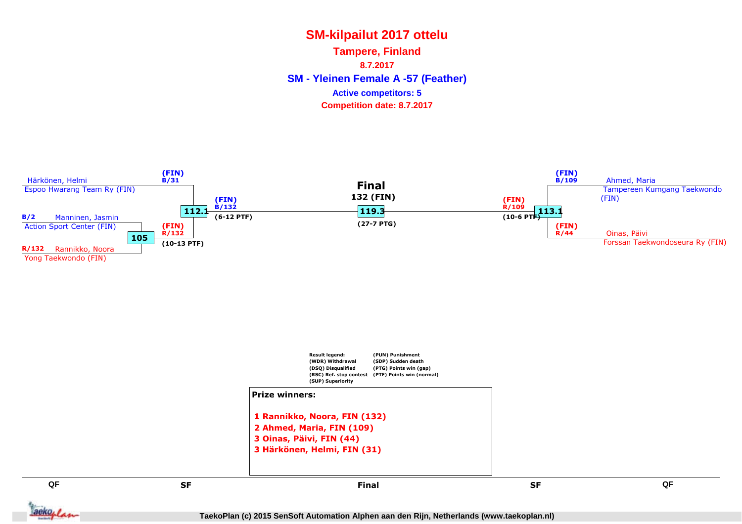# SM-kilpailut 2017 ottelu

## Tampere, Finland

**8.7.2017**

## SM - Yleinen Female A -57 (Feather)

**Active competitors: 5**

**Competition date: 8.7.2017**

Härkönen, Helmi
Espoo Hwarang Team Ry (FIN)

(FIN)
B/31

B/2 Manninen, Jasmin
Action Sport Center (FIN)

105

R/132 Rannikko, Noora
Yong Taekwondo (FIN)

(FIN)
R/132
(10-13 PTF)

112.1

(FIN)
B/132
(6-12 PTF)

**Final**
**132 (FIN)**

119.3

(27-7 PTG)

(FIN)
R/109
(10-6 PTF)

113.1

(FIN)
B/109

Ahmed, Maria
Tampereen Kumgang Taekwondo (FIN)

(FIN)
R/44

Oinas, Päivi
Forssan Taekwondoseura Ry (FIN)

**Result legend:**
(WDR) Withdrawal
(DSQ) Disqualified
(RSC) Ref. stop contest
(SUP) Superiority
(PUN) Punishment
(SDP) Sudden death
(PTG) Points win (gap)
(PTF) Points win (normal)

**Prize winners:**

1. Rannikko, Noora, FIN (132)
2. Ahmed, Maria, FIN (109)
3. Oinas, Päivi, FIN (44)
3. Härkönen, Helmi, FIN (31)

QF | SF | Final | SF | QF

TaekoPlan (c) 2015 SenSoft Automation Alphen aan den Rijn, Netherlands (www.taekoplan.nl)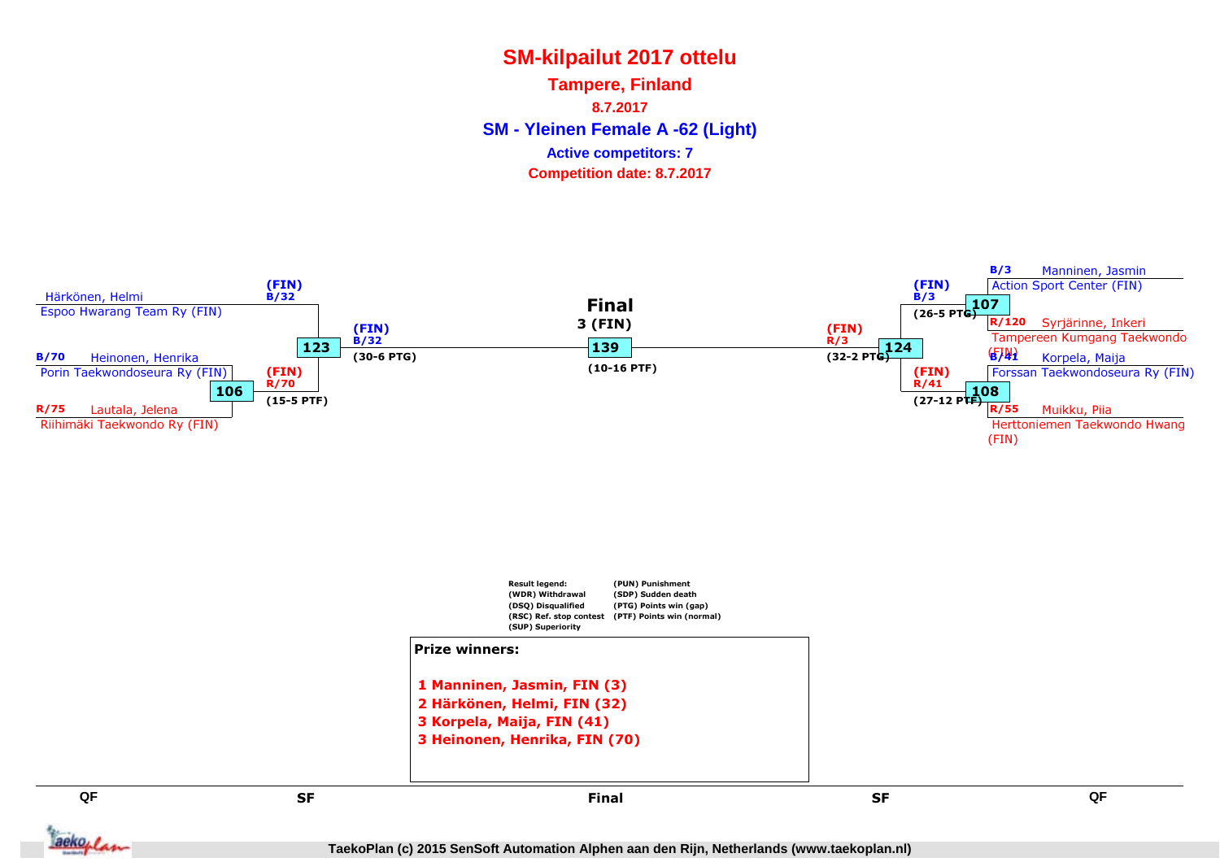# SM-kilpailut 2017 ottelu

## Tampere, Finland

**8.7.2017**

## SM - Yleinen Female A -62 (Light)

**Active competitors: 7**

**Competition date: 8.7.2017**

### QF (left)

- Härkönen, Helmi — Espoo Hwarang Team Ry (FIN)
- B/70 Heinonen, Henrika — Porin Taekwondoseura Ry (FIN)
- R/75 Lautala, Jelena — Riihimäki Taekwondo Ry (FIN)

Match 106: (FIN) R/70 (15-5 PTF)

### SF (left)

Match 123: (FIN) B/32 (30-6 PTG)

### Final

**Final**
**3 (FIN)**

Match 139: (10-16 PTF)

### SF (right)

Match 124: (FIN) R/3 (32-2 PTG)

### QF (right)

- B/3 Manninen, Jasmin — Action Sport Center (FIN)
- R/120 Syrjärinne, Inkeri — Tampereen Kumgang Taekwondo (FIN)
- B/41 Korpela, Maija — Forssan Taekwondoseura Ry (FIN)
- R/55 Muikku, Piia — Herttoniemen Taekwondo Hwang (FIN)

Match 107: (FIN) B/3 (26-5 PTG)

Match 108: (FIN) R/41 (27-12 PTF)

**Result legend:**
(WDR) Withdrawal
(DSQ) Disqualified
(RSC) Ref. stop contest
(SUP) Superiority
(PUN) Punishment
(SDP) Sudden death
(PTG) Points win (gap)
(PTF) Points win (normal)

**Prize winners:**

1 Manninen, Jasmin, FIN (3)
2 Härkönen, Helmi, FIN (32)
3 Korpela, Maija, FIN (41)
3 Heinonen, Henrika, FIN (70)

QF | SF | Final | SF | QF

TaekoPlan (c) 2015 SenSoft Automation Alphen aan den Rijn, Netherlands (www.taekoplan.nl)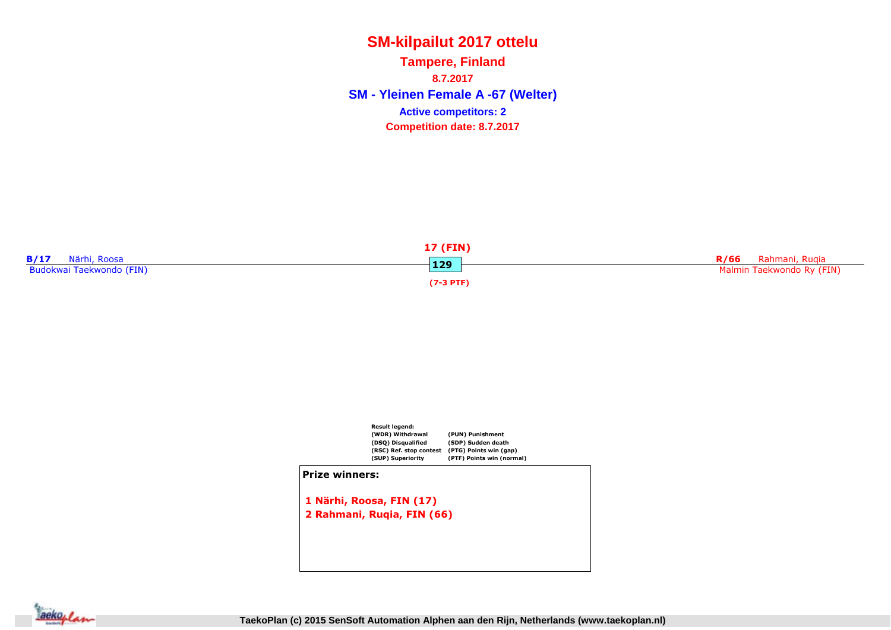# SM-kilpailut 2017 ottelu

**Tampere, Finland**

**8.7.2017**

## SM - Yleinen Female A -67 (Welter)

**Active competitors: 2**

**Competition date: 8.7.2017**

**B/17** Närhi, Roosa
Budokwai Taekwondo (FIN)

**17 (FIN)**

**129**

**(7-3 PTF)**

**R/66** Rahmani, Ruqia
Malmin Taekwondo Ry (FIN)

**Result legend:**

| | |
|---|---|
| (WDR) Withdrawal | (PUN) Punishment |
| (DSQ) Disqualified | (SDP) Sudden death |
| (RSC) Ref. stop contest | (PTG) Points win (gap) |
| (SUP) Superiority | (PTF) Points win (normal) |

**Prize winners:**

1 Närhi, Roosa, FIN (17)
2 Rahmani, Ruqia, FIN (66)

TaekoPlan (c) 2015 SenSoft Automation Alphen aan den Rijn, Netherlands (www.taekoplan.nl)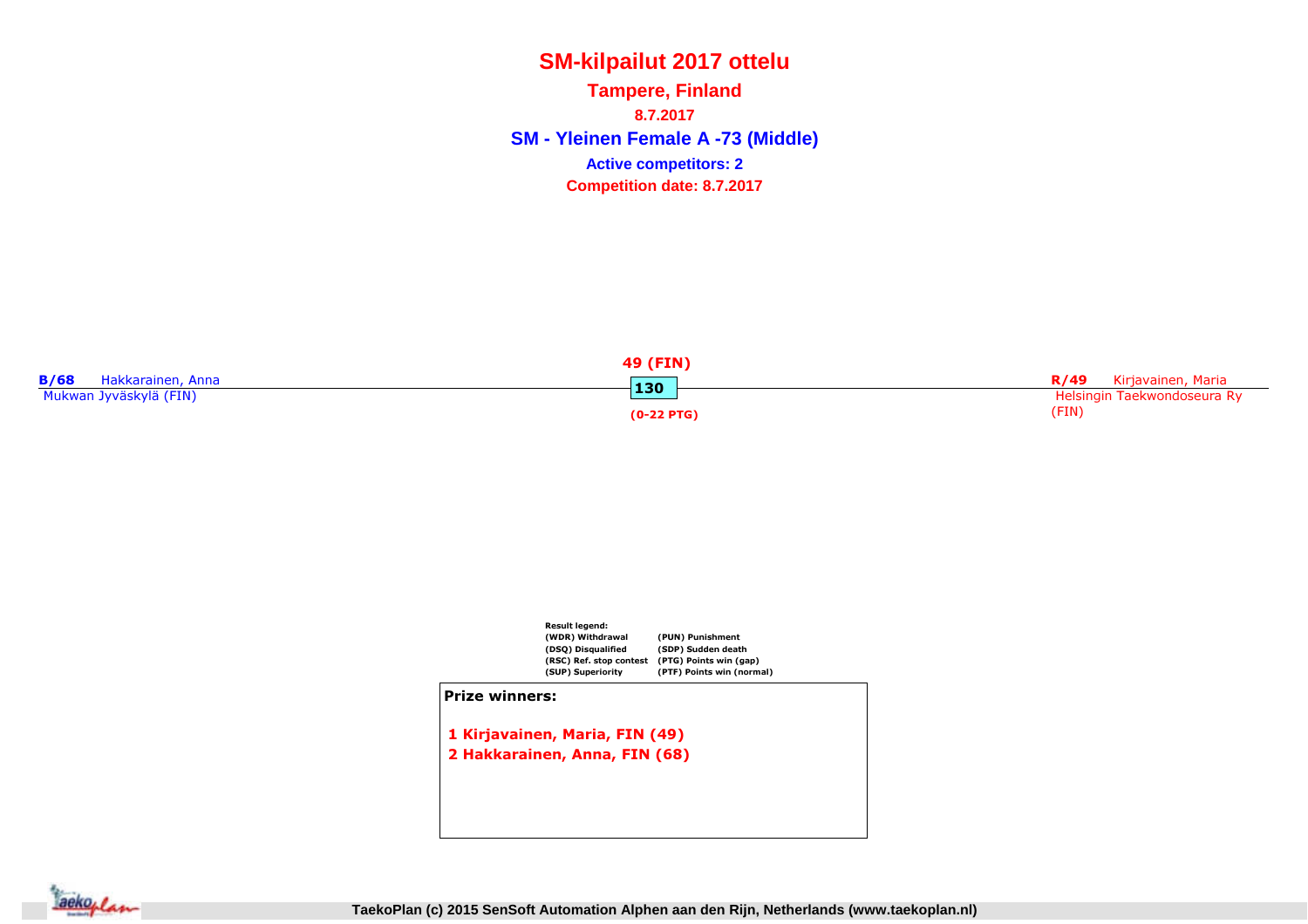# SM-kilpailut 2017 ottelu

## Tampere, Finland

**8.7.2017**

## SM - Yleinen Female A -73 (Middle)

**Active competitors: 2**

**Competition date: 8.7.2017**

**B/68** Hakkarainen, Anna
Mukwan Jyväskylä (FIN)

**49 (FIN)**
**130**
**(0-22 PTG)**

**R/49** Kirjavainen, Maria
Helsingin Taekwondoseura Ry (FIN)

**Result legend:**

| | |
|---|---|
| (WDR) Withdrawal | (PUN) Punishment |
| (DSQ) Disqualified | (SDP) Sudden death |
| (RSC) Ref. stop contest | (PTG) Points win (gap) |
| (SUP) Superiority | (PTF) Points win (normal) |

**Prize winners:**

1 Kirjavainen, Maria, FIN (49)
2 Hakkarainen, Anna, FIN (68)

TaekoPlan (c) 2015 SenSoft Automation Alphen aan den Rijn, Netherlands (www.taekoplan.nl)